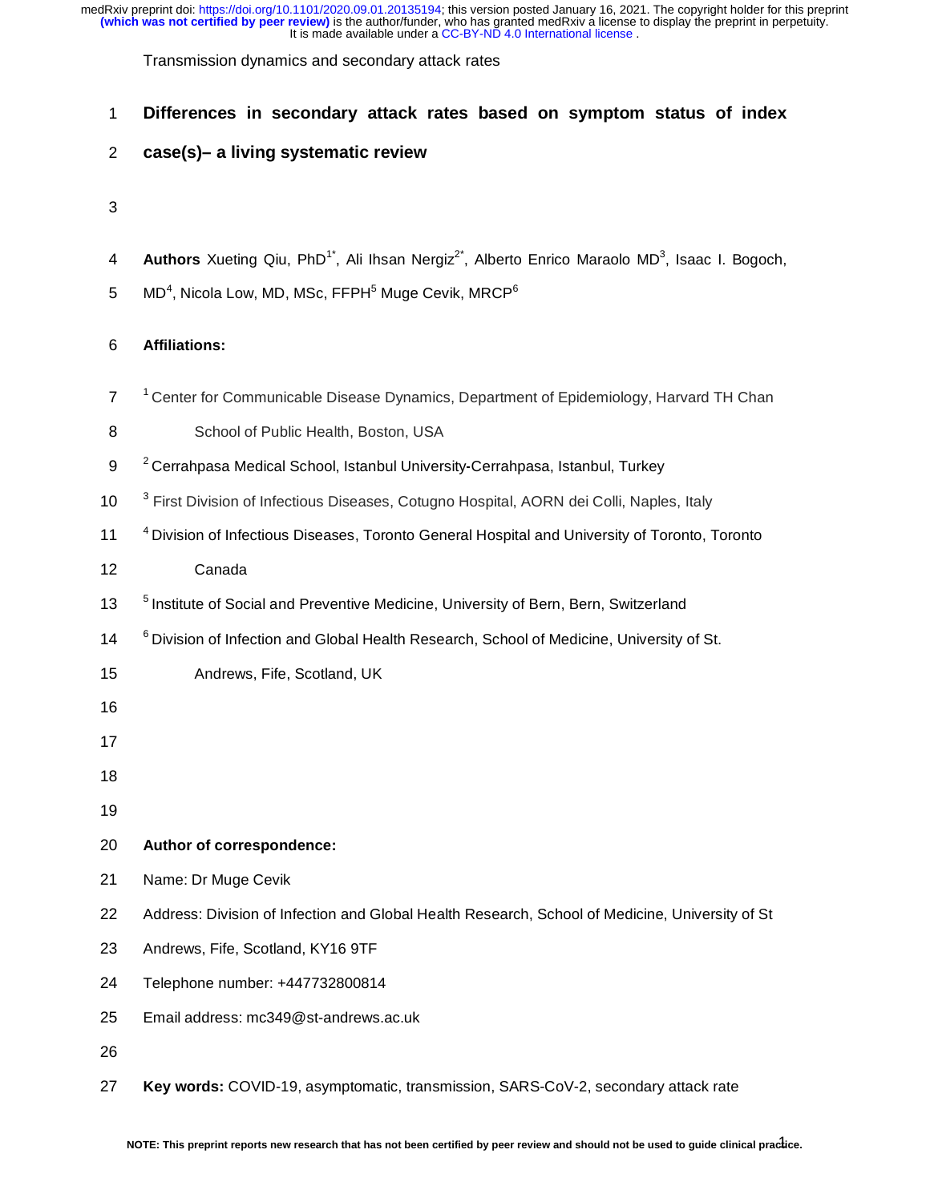# Differences in secondary attack rates based on symptom status of index case(s)– a living systematic review

**Authors** Xueting Qiu, PhD[1*], Ali Ihsan Nergiz[2*], Alberto Enrico Maraolo MD[3], Isaac I. Bogoch, MD[4], Nicola Low, MD, MSc, FFPH[5] Muge Cevik, MRCP[6]

**Affiliations:**

[1] Center for Communicable Disease Dynamics, Department of Epidemiology, Harvard TH Chan School of Public Health, Boston, USA

[2] Cerrahpasa Medical School, Istanbul University-Cerrahpasa, Istanbul, Turkey

[3] First Division of Infectious Diseases, Cotugno Hospital, AORN dei Colli, Naples, Italy

[4] Division of Infectious Diseases, Toronto General Hospital and University of Toronto, Toronto Canada

[5] Institute of Social and Preventive Medicine, University of Bern, Bern, Switzerland

[6] Division of Infection and Global Health Research, School of Medicine, University of St. Andrews, Fife, Scotland, UK

**Author of correspondence:**

Name: Dr Muge Cevik

Address: Division of Infection and Global Health Research, School of Medicine, University of St Andrews, Fife, Scotland, KY16 9TF

Telephone number: +447732800814

Email address: mc349@st-andrews.ac.uk

**Key words:** COVID-19, asymptomatic, transmission, SARS-CoV-2, secondary attack rate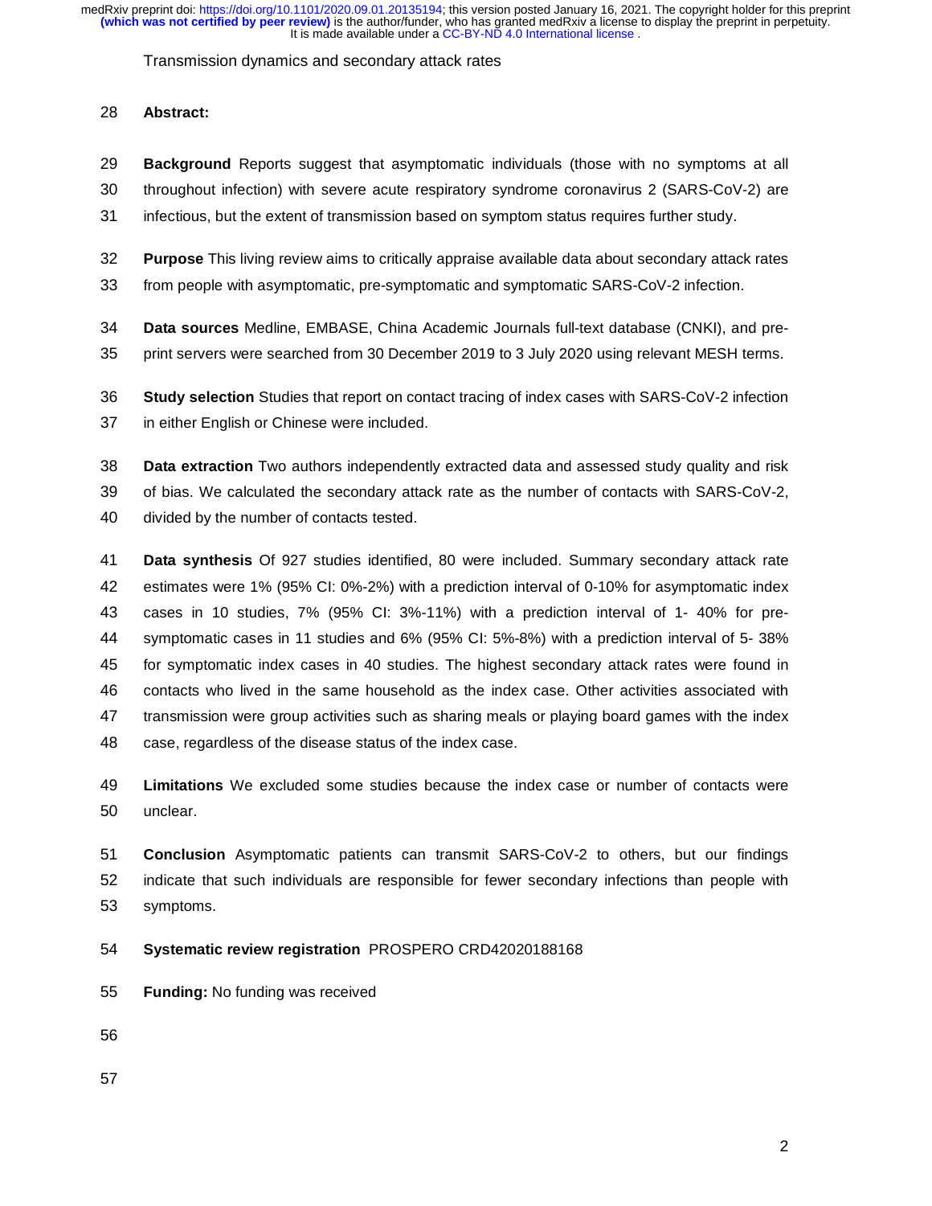## Abstract:

**Background** Reports suggest that asymptomatic individuals (those with no symptoms at all throughout infection) with severe acute respiratory syndrome coronavirus 2 (SARS-CoV-2) are infectious, but the extent of transmission based on symptom status requires further study.

**Purpose** This living review aims to critically appraise available data about secondary attack rates from people with asymptomatic, pre-symptomatic and symptomatic SARS-CoV-2 infection.

**Data sources** Medline, EMBASE, China Academic Journals full-text database (CNKI), and pre-print servers were searched from 30 December 2019 to 3 July 2020 using relevant MESH terms.

**Study selection** Studies that report on contact tracing of index cases with SARS-CoV-2 infection in either English or Chinese were included.

**Data extraction** Two authors independently extracted data and assessed study quality and risk of bias. We calculated the secondary attack rate as the number of contacts with SARS-CoV-2, divided by the number of contacts tested.

**Data synthesis** Of 927 studies identified, 80 were included. Summary secondary attack rate estimates were 1% (95% CI: 0%-2%) with a prediction interval of 0-10% for asymptomatic index cases in 10 studies, 7% (95% CI: 3%-11%) with a prediction interval of 1- 40% for pre-symptomatic cases in 11 studies and 6% (95% CI: 5%-8%) with a prediction interval of 5- 38% for symptomatic index cases in 40 studies. The highest secondary attack rates were found in contacts who lived in the same household as the index case. Other activities associated with transmission were group activities such as sharing meals or playing board games with the index case, regardless of the disease status of the index case.

**Limitations** We excluded some studies because the index case or number of contacts were unclear.

**Conclusion** Asymptomatic patients can transmit SARS-CoV-2 to others, but our findings indicate that such individuals are responsible for fewer secondary infections than people with symptoms.

**Systematic review registration** PROSPERO CRD42020188168

**Funding:** No funding was received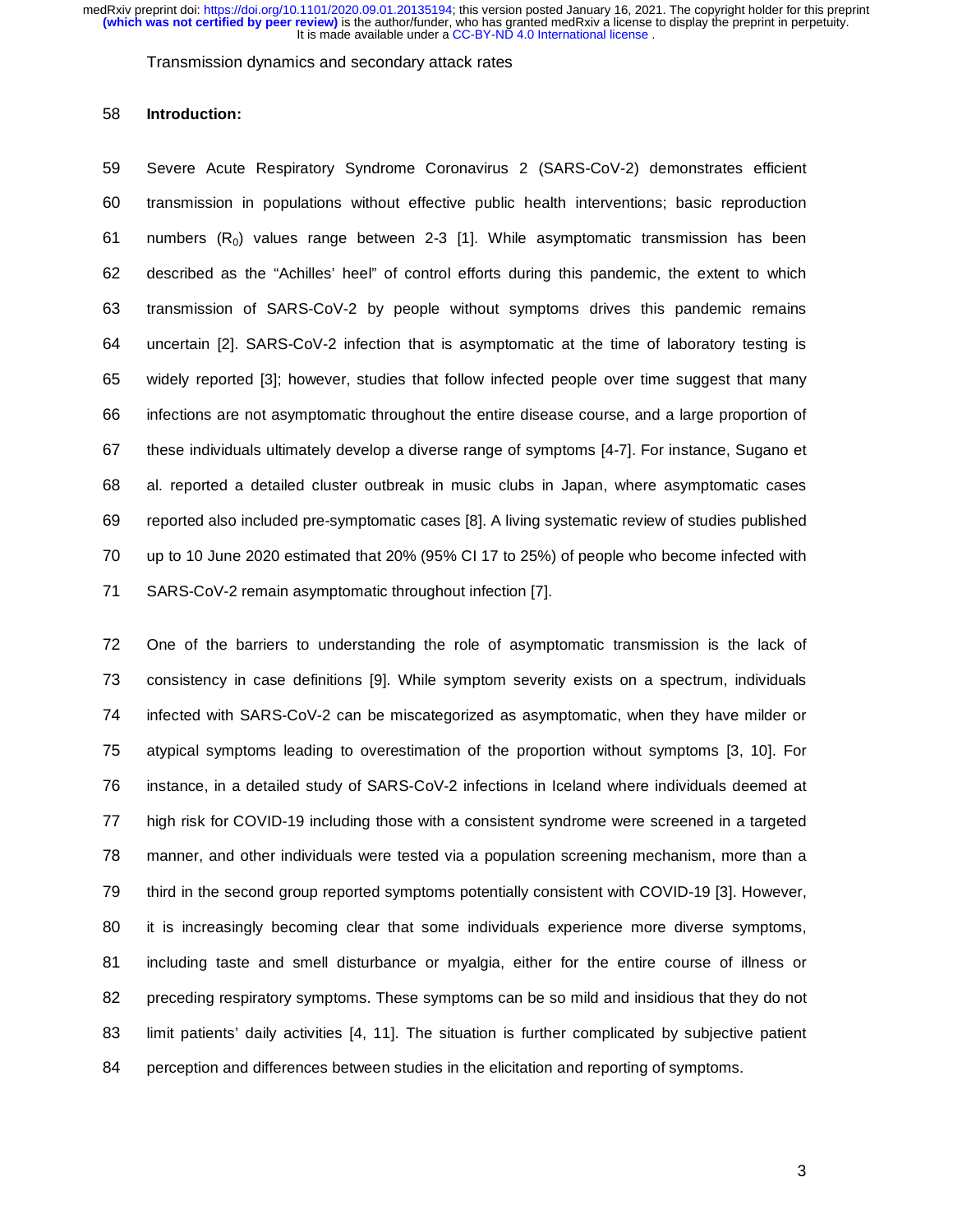Transmission dynamics and secondary attack rates

## Introduction:

Severe Acute Respiratory Syndrome Coronavirus 2 (SARS-CoV-2) demonstrates efficient transmission in populations without effective public health interventions; basic reproduction numbers ($R_0$) values range between 2-3 [1]. While asymptomatic transmission has been described as the "Achilles' heel" of control efforts during this pandemic, the extent to which transmission of SARS-CoV-2 by people without symptoms drives this pandemic remains uncertain [2]. SARS-CoV-2 infection that is asymptomatic at the time of laboratory testing is widely reported [3]; however, studies that follow infected people over time suggest that many infections are not asymptomatic throughout the entire disease course, and a large proportion of these individuals ultimately develop a diverse range of symptoms [4-7]. For instance, Sugano et al. reported a detailed cluster outbreak in music clubs in Japan, where asymptomatic cases reported also included pre-symptomatic cases [8]. A living systematic review of studies published up to 10 June 2020 estimated that 20% (95% CI 17 to 25%) of people who become infected with SARS-CoV-2 remain asymptomatic throughout infection [7].

One of the barriers to understanding the role of asymptomatic transmission is the lack of consistency in case definitions [9]. While symptom severity exists on a spectrum, individuals infected with SARS-CoV-2 can be miscategorized as asymptomatic, when they have milder or atypical symptoms leading to overestimation of the proportion without symptoms [3, 10]. For instance, in a detailed study of SARS-CoV-2 infections in Iceland where individuals deemed at high risk for COVID-19 including those with a consistent syndrome were screened in a targeted manner, and other individuals were tested via a population screening mechanism, more than a third in the second group reported symptoms potentially consistent with COVID-19 [3]. However, it is increasingly becoming clear that some individuals experience more diverse symptoms, including taste and smell disturbance or myalgia, either for the entire course of illness or preceding respiratory symptoms. These symptoms can be so mild and insidious that they do not limit patients' daily activities [4, 11]. The situation is further complicated by subjective patient perception and differences between studies in the elicitation and reporting of symptoms.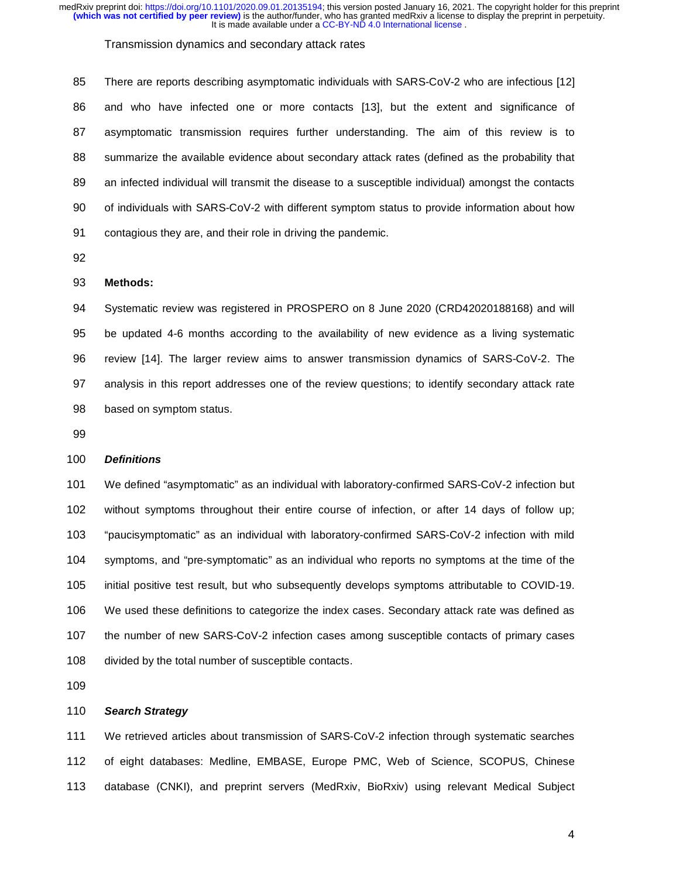Transmission dynamics and secondary attack rates

There are reports describing asymptomatic individuals with SARS-CoV-2 who are infectious [12] and who have infected one or more contacts [13], but the extent and significance of asymptomatic transmission requires further understanding. The aim of this review is to summarize the available evidence about secondary attack rates (defined as the probability that an infected individual will transmit the disease to a susceptible individual) amongst the contacts of individuals with SARS-CoV-2 with different symptom status to provide information about how contagious they are, and their role in driving the pandemic.

## Methods:

Systematic review was registered in PROSPERO on 8 June 2020 (CRD42020188168) and will be updated 4-6 months according to the availability of new evidence as a living systematic review [14]. The larger review aims to answer transmission dynamics of SARS-CoV-2. The analysis in this report addresses one of the review questions; to identify secondary attack rate based on symptom status.

### *Definitions*

We defined "asymptomatic" as an individual with laboratory-confirmed SARS-CoV-2 infection but without symptoms throughout their entire course of infection, or after 14 days of follow up; "paucisymptomatic" as an individual with laboratory-confirmed SARS-CoV-2 infection with mild symptoms, and "pre-symptomatic" as an individual who reports no symptoms at the time of the initial positive test result, but who subsequently develops symptoms attributable to COVID-19. We used these definitions to categorize the index cases. Secondary attack rate was defined as the number of new SARS-CoV-2 infection cases among susceptible contacts of primary cases divided by the total number of susceptible contacts.

### *Search Strategy*

We retrieved articles about transmission of SARS-CoV-2 infection through systematic searches of eight databases: Medline, EMBASE, Europe PMC, Web of Science, SCOPUS, Chinese database (CNKI), and preprint servers (MedRxiv, BioRxiv) using relevant Medical Subject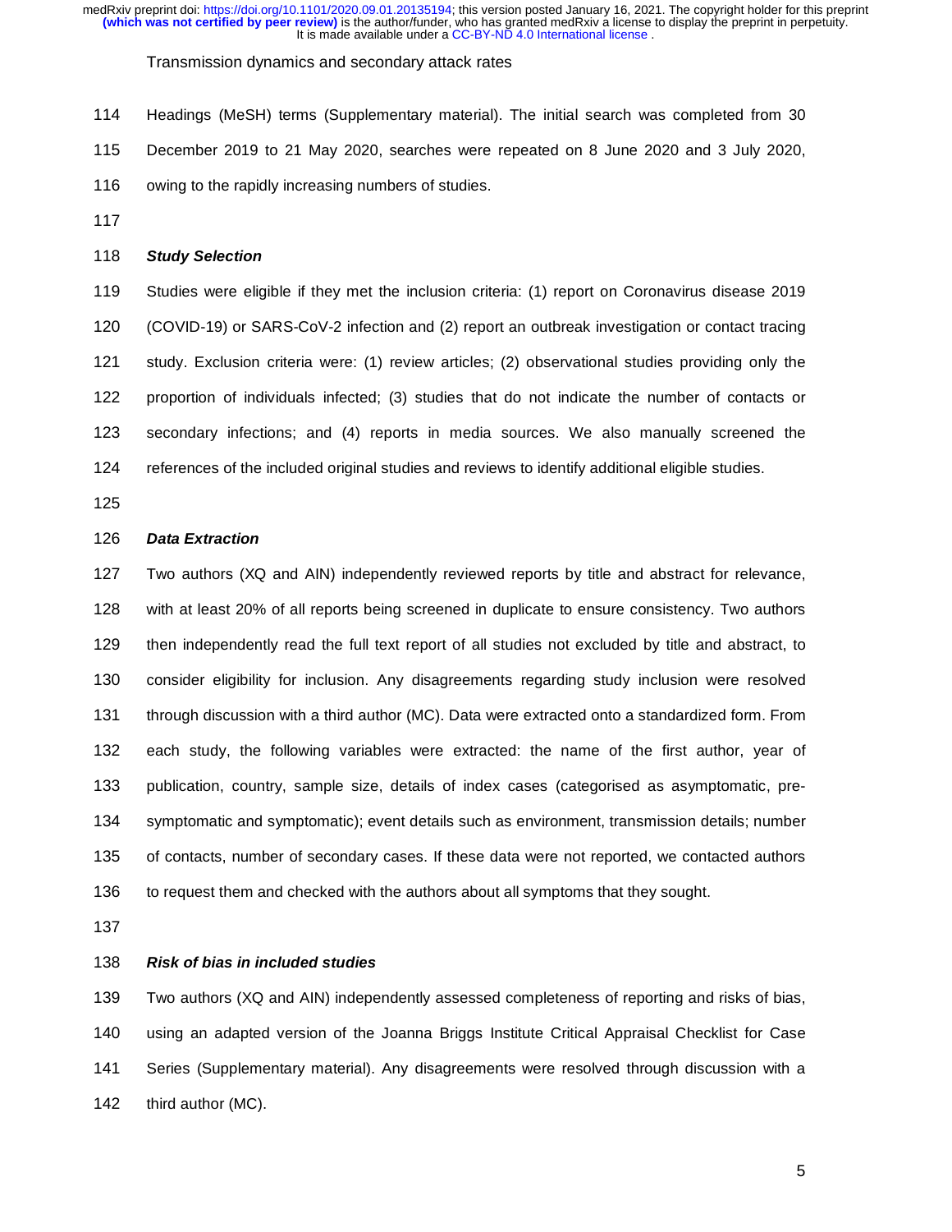Headings (MeSH) terms (Supplementary material). The initial search was completed from 30 December 2019 to 21 May 2020, searches were repeated on 8 June 2020 and 3 July 2020, owing to the rapidly increasing numbers of studies.

***Study Selection***

Studies were eligible if they met the inclusion criteria: (1) report on Coronavirus disease 2019 (COVID-19) or SARS-CoV-2 infection and (2) report an outbreak investigation or contact tracing study. Exclusion criteria were: (1) review articles; (2) observational studies providing only the proportion of individuals infected; (3) studies that do not indicate the number of contacts or secondary infections; and (4) reports in media sources. We also manually screened the references of the included original studies and reviews to identify additional eligible studies.

***Data Extraction***

Two authors (XQ and AIN) independently reviewed reports by title and abstract for relevance, with at least 20% of all reports being screened in duplicate to ensure consistency. Two authors then independently read the full text report of all studies not excluded by title and abstract, to consider eligibility for inclusion. Any disagreements regarding study inclusion were resolved through discussion with a third author (MC). Data were extracted onto a standardized form. From each study, the following variables were extracted: the name of the first author, year of publication, country, sample size, details of index cases (categorised as asymptomatic, pre-symptomatic and symptomatic); event details such as environment, transmission details; number of contacts, number of secondary cases. If these data were not reported, we contacted authors to request them and checked with the authors about all symptoms that they sought.

***Risk of bias in included studies***

Two authors (XQ and AIN) independently assessed completeness of reporting and risks of bias, using an adapted version of the Joanna Briggs Institute Critical Appraisal Checklist for Case Series (Supplementary material). Any disagreements were resolved through discussion with a third author (MC).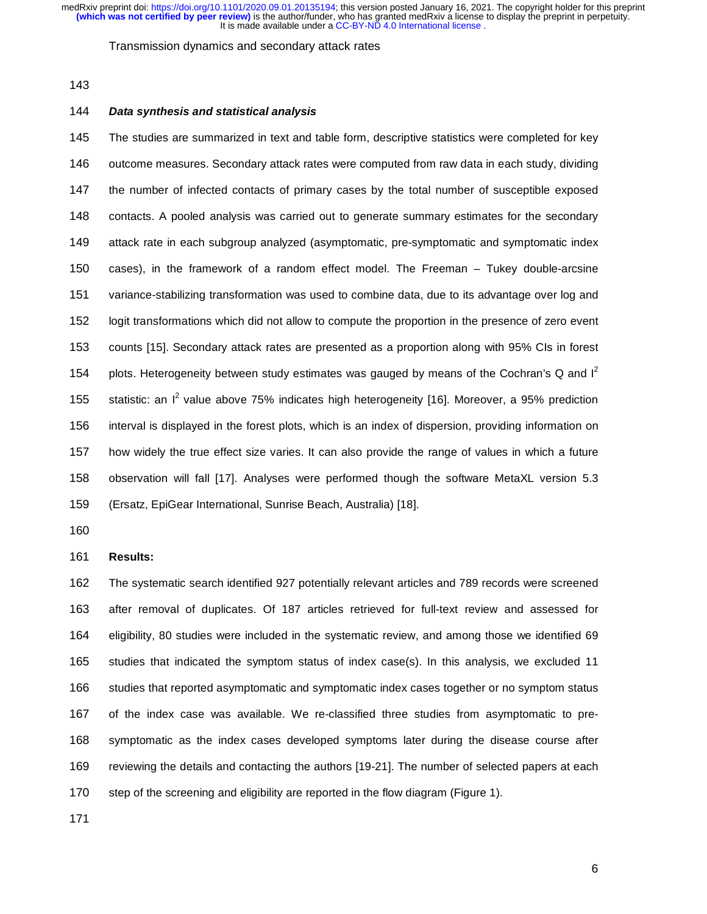Transmission dynamics and secondary attack rates

***Data synthesis and statistical analysis***

The studies are summarized in text and table form, descriptive statistics were completed for key outcome measures. Secondary attack rates were computed from raw data in each study, dividing the number of infected contacts of primary cases by the total number of susceptible exposed contacts. A pooled analysis was carried out to generate summary estimates for the secondary attack rate in each subgroup analyzed (asymptomatic, pre-symptomatic and symptomatic index cases), in the framework of a random effect model. The Freeman – Tukey double-arcsine variance-stabilizing transformation was used to combine data, due to its advantage over log and logit transformations which did not allow to compute the proportion in the presence of zero event counts [15]. Secondary attack rates are presented as a proportion along with 95% CIs in forest plots. Heterogeneity between study estimates was gauged by means of the Cochran's Q and $I^2$ statistic: an $I^2$ value above 75% indicates high heterogeneity [16]. Moreover, a 95% prediction interval is displayed in the forest plots, which is an index of dispersion, providing information on how widely the true effect size varies. It can also provide the range of values in which a future observation will fall [17]. Analyses were performed though the software MetaXL version 5.3 (Ersatz, EpiGear International, Sunrise Beach, Australia) [18].

**Results:**

The systematic search identified 927 potentially relevant articles and 789 records were screened after removal of duplicates. Of 187 articles retrieved for full-text review and assessed for eligibility, 80 studies were included in the systematic review, and among those we identified 69 studies that indicated the symptom status of index case(s). In this analysis, we excluded 11 studies that reported asymptomatic and symptomatic index cases together or no symptom status of the index case was available. We re-classified three studies from asymptomatic to pre-symptomatic as the index cases developed symptoms later during the disease course after reviewing the details and contacting the authors [19-21]. The number of selected papers at each step of the screening and eligibility are reported in the flow diagram (Figure 1).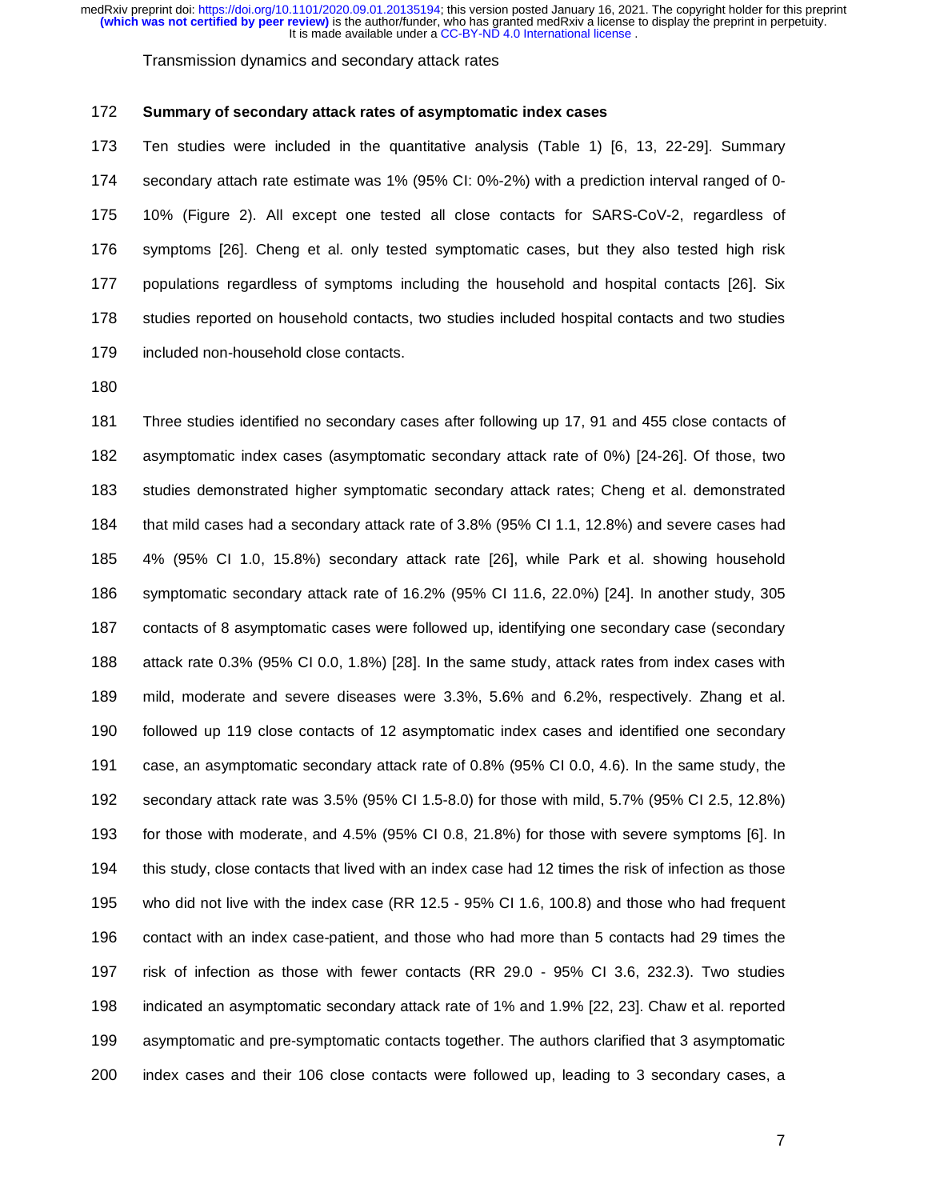Transmission dynamics and secondary attack rates

**Summary of secondary attack rates of asymptomatic index cases**

Ten studies were included in the quantitative analysis (Table 1) [6, 13, 22-29]. Summary secondary attach rate estimate was 1% (95% CI: 0%-2%) with a prediction interval ranged of 0-10% (Figure 2). All except one tested all close contacts for SARS-CoV-2, regardless of symptoms [26]. Cheng et al. only tested symptomatic cases, but they also tested high risk populations regardless of symptoms including the household and hospital contacts [26]. Six studies reported on household contacts, two studies included hospital contacts and two studies included non-household close contacts.

Three studies identified no secondary cases after following up 17, 91 and 455 close contacts of asymptomatic index cases (asymptomatic secondary attack rate of 0%) [24-26]. Of those, two studies demonstrated higher symptomatic secondary attack rates; Cheng et al. demonstrated that mild cases had a secondary attack rate of 3.8% (95% CI 1.1, 12.8%) and severe cases had 4% (95% CI 1.0, 15.8%) secondary attack rate [26], while Park et al. showing household symptomatic secondary attack rate of 16.2% (95% CI 11.6, 22.0%) [24]. In another study, 305 contacts of 8 asymptomatic cases were followed up, identifying one secondary case (secondary attack rate 0.3% (95% CI 0.0, 1.8%) [28]. In the same study, attack rates from index cases with mild, moderate and severe diseases were 3.3%, 5.6% and 6.2%, respectively. Zhang et al. followed up 119 close contacts of 12 asymptomatic index cases and identified one secondary case, an asymptomatic secondary attack rate of 0.8% (95% CI 0.0, 4.6). In the same study, the secondary attack rate was 3.5% (95% CI 1.5-8.0) for those with mild, 5.7% (95% CI 2.5, 12.8%) for those with moderate, and 4.5% (95% CI 0.8, 21.8%) for those with severe symptoms [6]. In this study, close contacts that lived with an index case had 12 times the risk of infection as those who did not live with the index case (RR 12.5 - 95% CI 1.6, 100.8) and those who had frequent contact with an index case-patient, and those who had more than 5 contacts had 29 times the risk of infection as those with fewer contacts (RR 29.0 - 95% CI 3.6, 232.3). Two studies indicated an asymptomatic secondary attack rate of 1% and 1.9% [22, 23]. Chaw et al. reported asymptomatic and pre-symptomatic contacts together. The authors clarified that 3 asymptomatic index cases and their 106 close contacts were followed up, leading to 3 secondary cases, a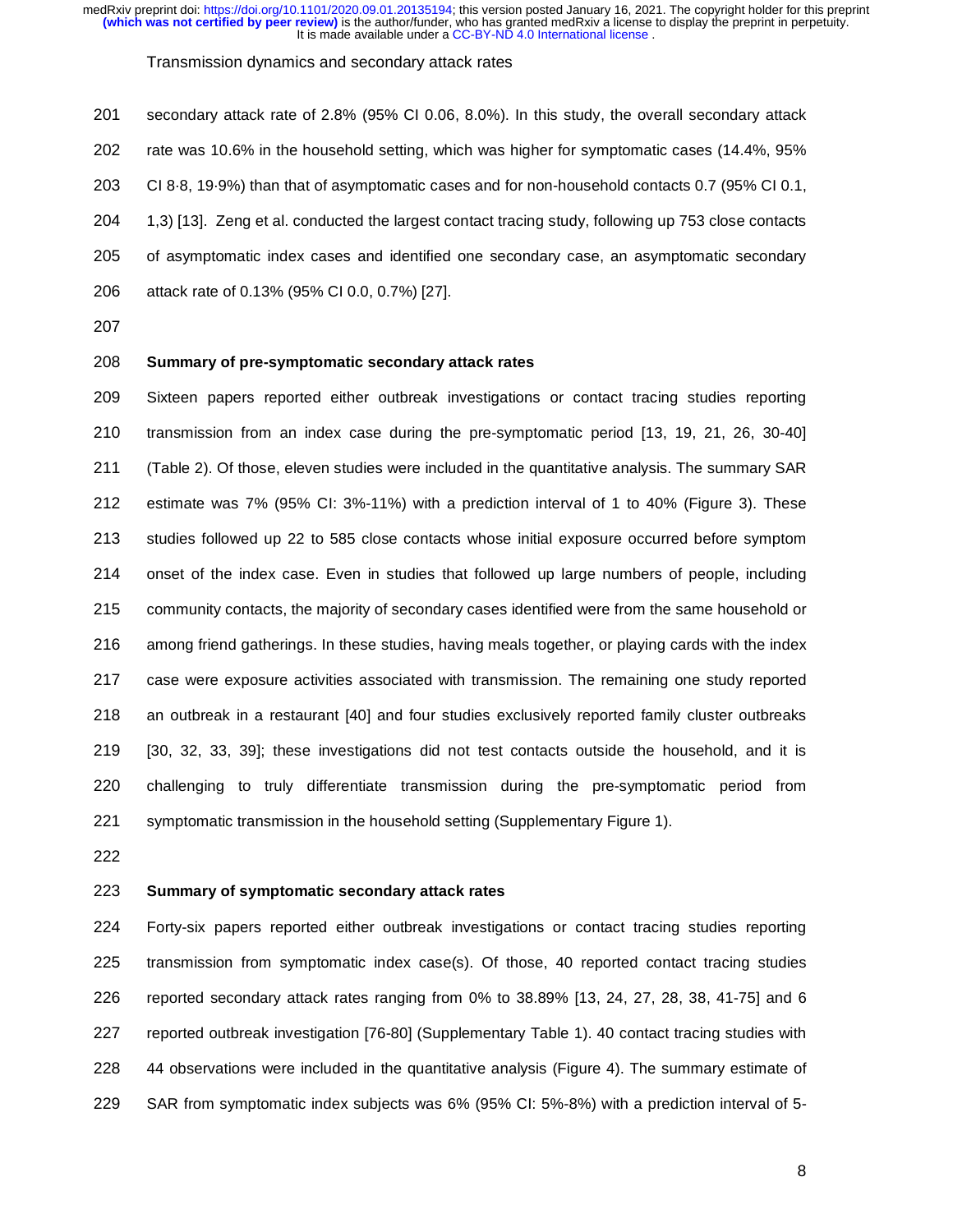secondary attack rate of 2.8% (95% CI 0.06, 8.0%). In this study, the overall secondary attack rate was 10.6% in the household setting, which was higher for symptomatic cases (14.4%, 95% CI 8·8, 19·9%) than that of asymptomatic cases and for non-household contacts 0.7 (95% CI 0.1, 1,3) [13]. Zeng et al. conducted the largest contact tracing study, following up 753 close contacts of asymptomatic index cases and identified one secondary case, an asymptomatic secondary attack rate of 0.13% (95% CI 0.0, 0.7%) [27].

**Summary of pre-symptomatic secondary attack rates**

Sixteen papers reported either outbreak investigations or contact tracing studies reporting transmission from an index case during the pre-symptomatic period [13, 19, 21, 26, 30-40] (Table 2). Of those, eleven studies were included in the quantitative analysis. The summary SAR estimate was 7% (95% CI: 3%-11%) with a prediction interval of 1 to 40% (Figure 3). These studies followed up 22 to 585 close contacts whose initial exposure occurred before symptom onset of the index case. Even in studies that followed up large numbers of people, including community contacts, the majority of secondary cases identified were from the same household or among friend gatherings. In these studies, having meals together, or playing cards with the index case were exposure activities associated with transmission. The remaining one study reported an outbreak in a restaurant [40] and four studies exclusively reported family cluster outbreaks [30, 32, 33, 39]; these investigations did not test contacts outside the household, and it is challenging to truly differentiate transmission during the pre-symptomatic period from symptomatic transmission in the household setting (Supplementary Figure 1).

**Summary of symptomatic secondary attack rates**

Forty-six papers reported either outbreak investigations or contact tracing studies reporting transmission from symptomatic index case(s). Of those, 40 reported contact tracing studies reported secondary attack rates ranging from 0% to 38.89% [13, 24, 27, 28, 38, 41-75] and 6 reported outbreak investigation [76-80] (Supplementary Table 1). 40 contact tracing studies with 44 observations were included in the quantitative analysis (Figure 4). The summary estimate of SAR from symptomatic index subjects was 6% (95% CI: 5%-8%) with a prediction interval of 5-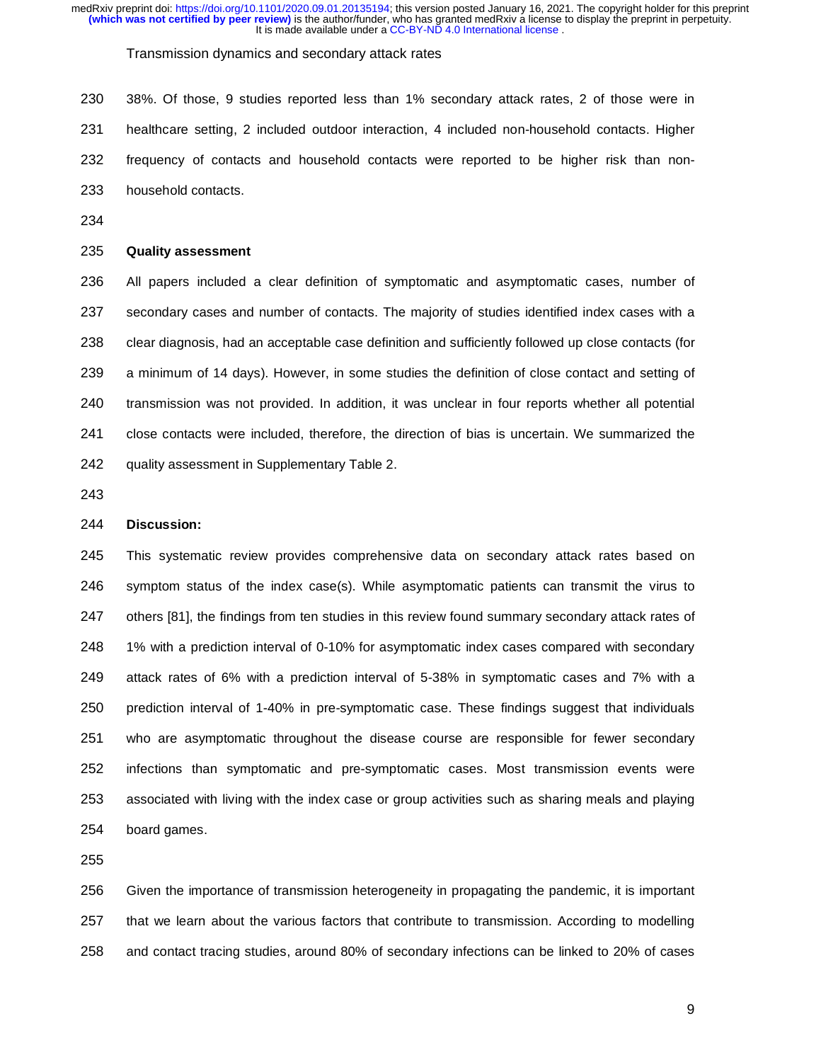38%. Of those, 9 studies reported less than 1% secondary attack rates, 2 of those were in healthcare setting, 2 included outdoor interaction, 4 included non-household contacts. Higher frequency of contacts and household contacts were reported to be higher risk than non-household contacts.

**Quality assessment**

All papers included a clear definition of symptomatic and asymptomatic cases, number of secondary cases and number of contacts. The majority of studies identified index cases with a clear diagnosis, had an acceptable case definition and sufficiently followed up close contacts (for a minimum of 14 days). However, in some studies the definition of close contact and setting of transmission was not provided. In addition, it was unclear in four reports whether all potential close contacts were included, therefore, the direction of bias is uncertain. We summarized the quality assessment in Supplementary Table 2.

**Discussion:**

This systematic review provides comprehensive data on secondary attack rates based on symptom status of the index case(s). While asymptomatic patients can transmit the virus to others [81], the findings from ten studies in this review found summary secondary attack rates of 1% with a prediction interval of 0-10% for asymptomatic index cases compared with secondary attack rates of 6% with a prediction interval of 5-38% in symptomatic cases and 7% with a prediction interval of 1-40% in pre-symptomatic case. These findings suggest that individuals who are asymptomatic throughout the disease course are responsible for fewer secondary infections than symptomatic and pre-symptomatic cases. Most transmission events were associated with living with the index case or group activities such as sharing meals and playing board games.

Given the importance of transmission heterogeneity in propagating the pandemic, it is important that we learn about the various factors that contribute to transmission. According to modelling and contact tracing studies, around 80% of secondary infections can be linked to 20% of cases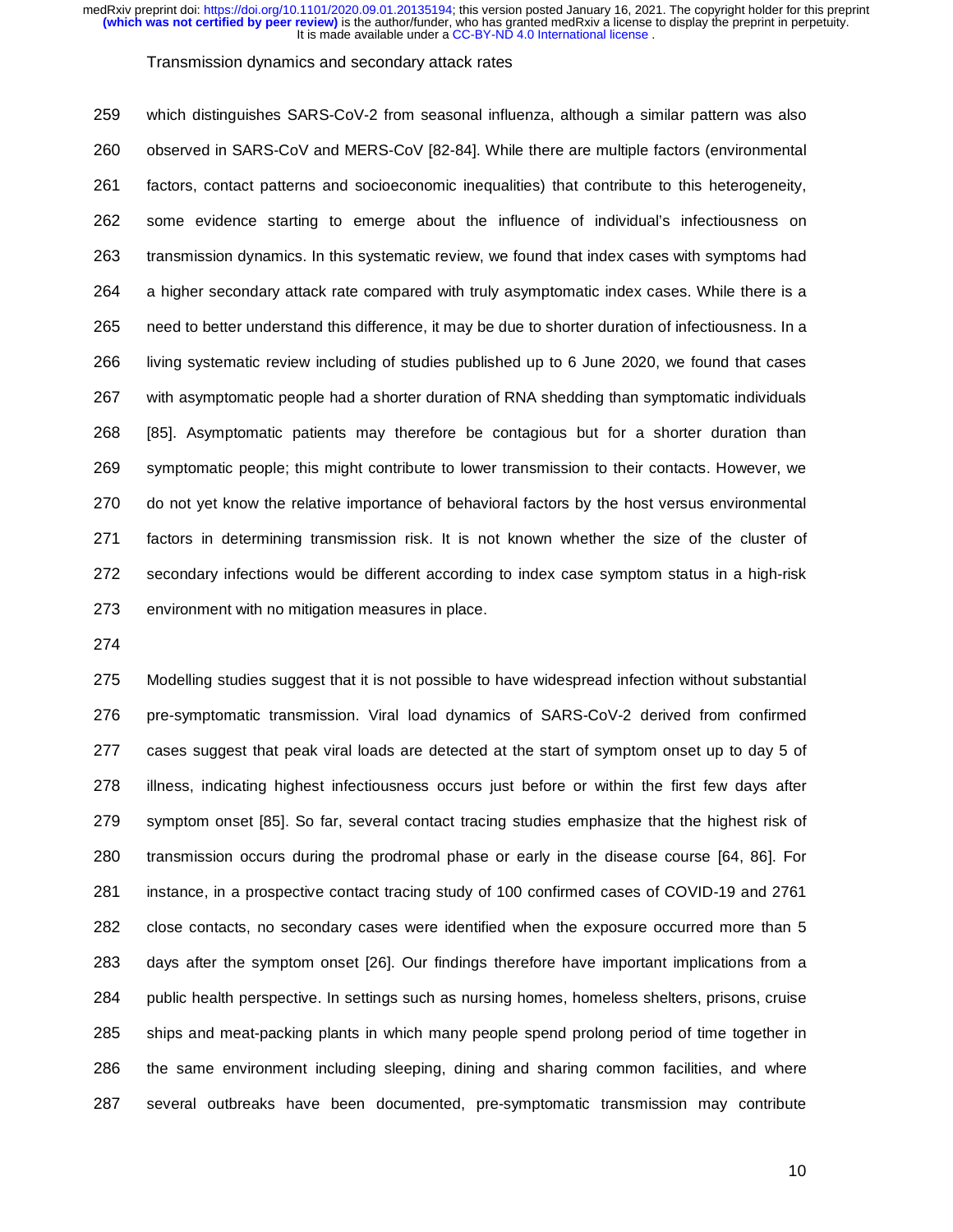which distinguishes SARS-CoV-2 from seasonal influenza, although a similar pattern was also observed in SARS-CoV and MERS-CoV [82-84]. While there are multiple factors (environmental factors, contact patterns and socioeconomic inequalities) that contribute to this heterogeneity, some evidence starting to emerge about the influence of individual's infectiousness on transmission dynamics. In this systematic review, we found that index cases with symptoms had a higher secondary attack rate compared with truly asymptomatic index cases. While there is a need to better understand this difference, it may be due to shorter duration of infectiousness. In a living systematic review including of studies published up to 6 June 2020, we found that cases with asymptomatic people had a shorter duration of RNA shedding than symptomatic individuals [85]. Asymptomatic patients may therefore be contagious but for a shorter duration than symptomatic people; this might contribute to lower transmission to their contacts. However, we do not yet know the relative importance of behavioral factors by the host versus environmental factors in determining transmission risk. It is not known whether the size of the cluster of secondary infections would be different according to index case symptom status in a high-risk environment with no mitigation measures in place.

Modelling studies suggest that it is not possible to have widespread infection without substantial pre-symptomatic transmission. Viral load dynamics of SARS-CoV-2 derived from confirmed cases suggest that peak viral loads are detected at the start of symptom onset up to day 5 of illness, indicating highest infectiousness occurs just before or within the first few days after symptom onset [85]. So far, several contact tracing studies emphasize that the highest risk of transmission occurs during the prodromal phase or early in the disease course [64, 86]. For instance, in a prospective contact tracing study of 100 confirmed cases of COVID-19 and 2761 close contacts, no secondary cases were identified when the exposure occurred more than 5 days after the symptom onset [26]. Our findings therefore have important implications from a public health perspective. In settings such as nursing homes, homeless shelters, prisons, cruise ships and meat-packing plants in which many people spend prolong period of time together in the same environment including sleeping, dining and sharing common facilities, and where several outbreaks have been documented, pre-symptomatic transmission may contribute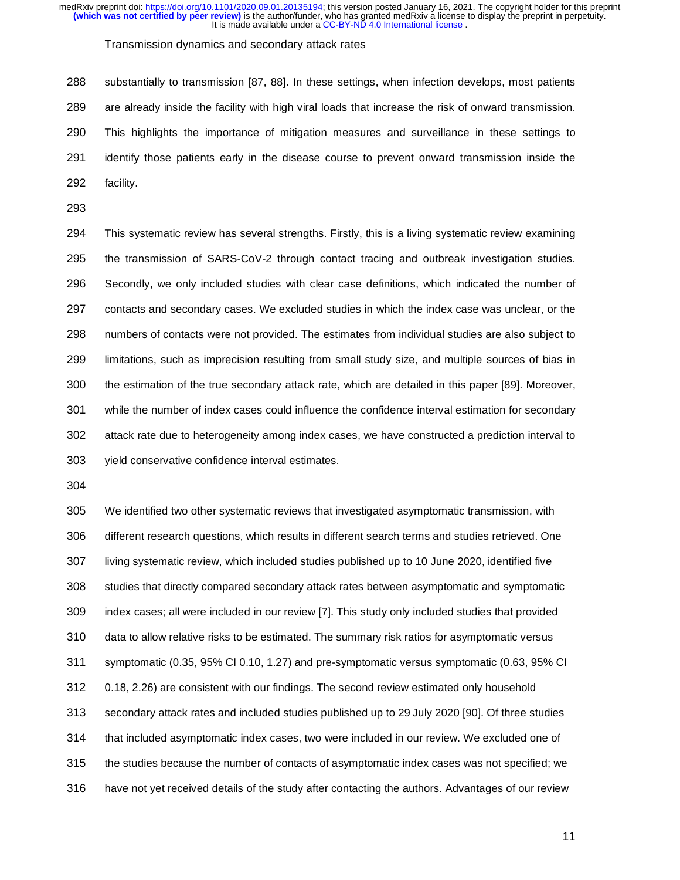substantially to transmission [87, 88]. In these settings, when infection develops, most patients are already inside the facility with high viral loads that increase the risk of onward transmission. This highlights the importance of mitigation measures and surveillance in these settings to identify those patients early in the disease course to prevent onward transmission inside the facility.

This systematic review has several strengths. Firstly, this is a living systematic review examining the transmission of SARS-CoV-2 through contact tracing and outbreak investigation studies. Secondly, we only included studies with clear case definitions, which indicated the number of contacts and secondary cases. We excluded studies in which the index case was unclear, or the numbers of contacts were not provided. The estimates from individual studies are also subject to limitations, such as imprecision resulting from small study size, and multiple sources of bias in the estimation of the true secondary attack rate, which are detailed in this paper [89]. Moreover, while the number of index cases could influence the confidence interval estimation for secondary attack rate due to heterogeneity among index cases, we have constructed a prediction interval to yield conservative confidence interval estimates.

We identified two other systematic reviews that investigated asymptomatic transmission, with different research questions, which results in different search terms and studies retrieved. One living systematic review, which included studies published up to 10 June 2020, identified five studies that directly compared secondary attack rates between asymptomatic and symptomatic index cases; all were included in our review [7]. This study only included studies that provided data to allow relative risks to be estimated. The summary risk ratios for asymptomatic versus symptomatic (0.35, 95% CI 0.10, 1.27) and pre-symptomatic versus symptomatic (0.63, 95% CI 0.18, 2.26) are consistent with our findings. The second review estimated only household secondary attack rates and included studies published up to 29 July 2020 [90]. Of three studies that included asymptomatic index cases, two were included in our review. We excluded one of the studies because the number of contacts of asymptomatic index cases was not specified; we have not yet received details of the study after contacting the authors. Advantages of our review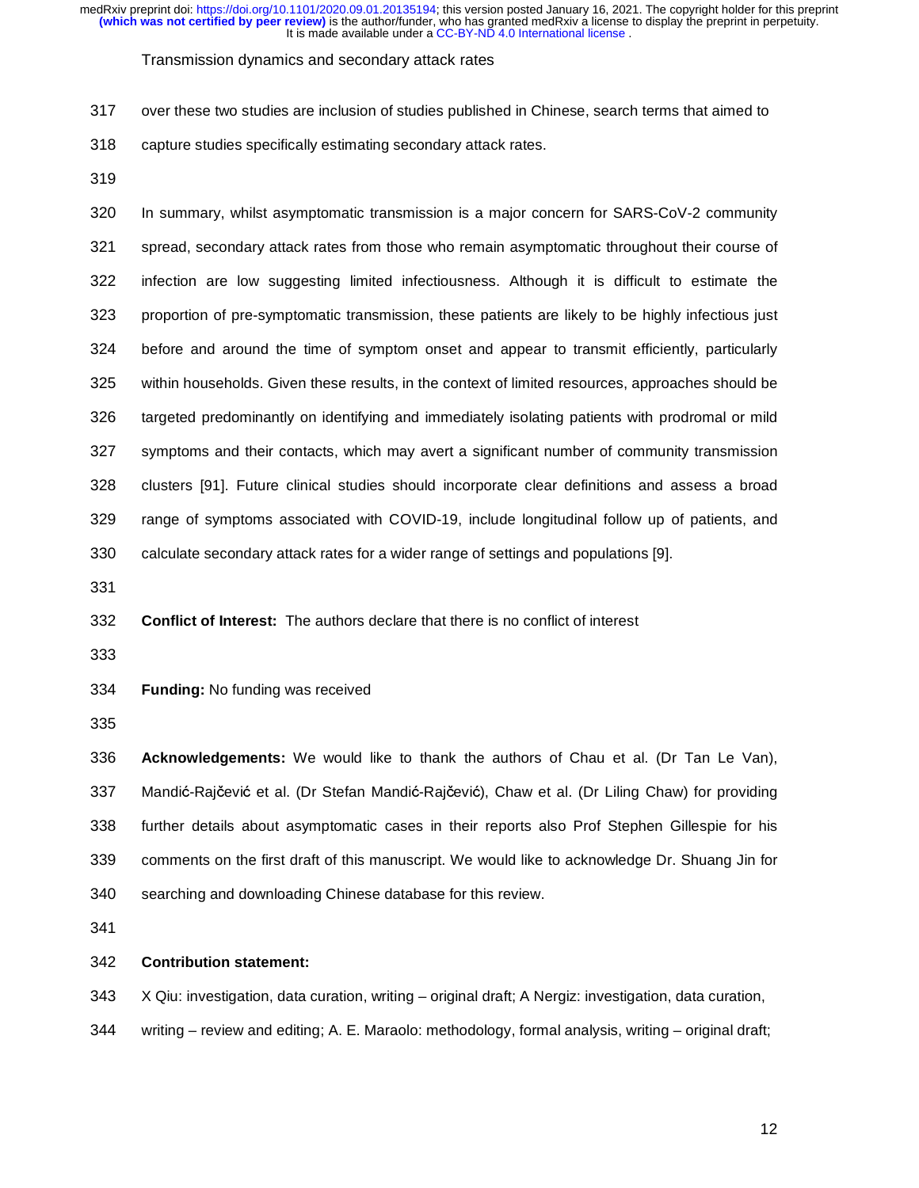over these two studies are inclusion of studies published in Chinese, search terms that aimed to capture studies specifically estimating secondary attack rates.

In summary, whilst asymptomatic transmission is a major concern for SARS-CoV-2 community spread, secondary attack rates from those who remain asymptomatic throughout their course of infection are low suggesting limited infectiousness. Although it is difficult to estimate the proportion of pre-symptomatic transmission, these patients are likely to be highly infectious just before and around the time of symptom onset and appear to transmit efficiently, particularly within households. Given these results, in the context of limited resources, approaches should be targeted predominantly on identifying and immediately isolating patients with prodromal or mild symptoms and their contacts, which may avert a significant number of community transmission clusters [91]. Future clinical studies should incorporate clear definitions and assess a broad range of symptoms associated with COVID-19, include longitudinal follow up of patients, and calculate secondary attack rates for a wider range of settings and populations [9].

**Conflict of Interest:** The authors declare that there is no conflict of interest

**Funding:** No funding was received

**Acknowledgements:** We would like to thank the authors of Chau et al. (Dr Tan Le Van), Mandić-Rajčević et al. (Dr Stefan Mandić-Rajčević), Chaw et al. (Dr Liling Chaw) for providing further details about asymptomatic cases in their reports also Prof Stephen Gillespie for his comments on the first draft of this manuscript. We would like to acknowledge Dr. Shuang Jin for searching and downloading Chinese database for this review.

**Contribution statement:**

X Qiu: investigation, data curation, writing – original draft; A Nergiz: investigation, data curation, writing – review and editing; A. E. Maraolo: methodology, formal analysis, writing – original draft;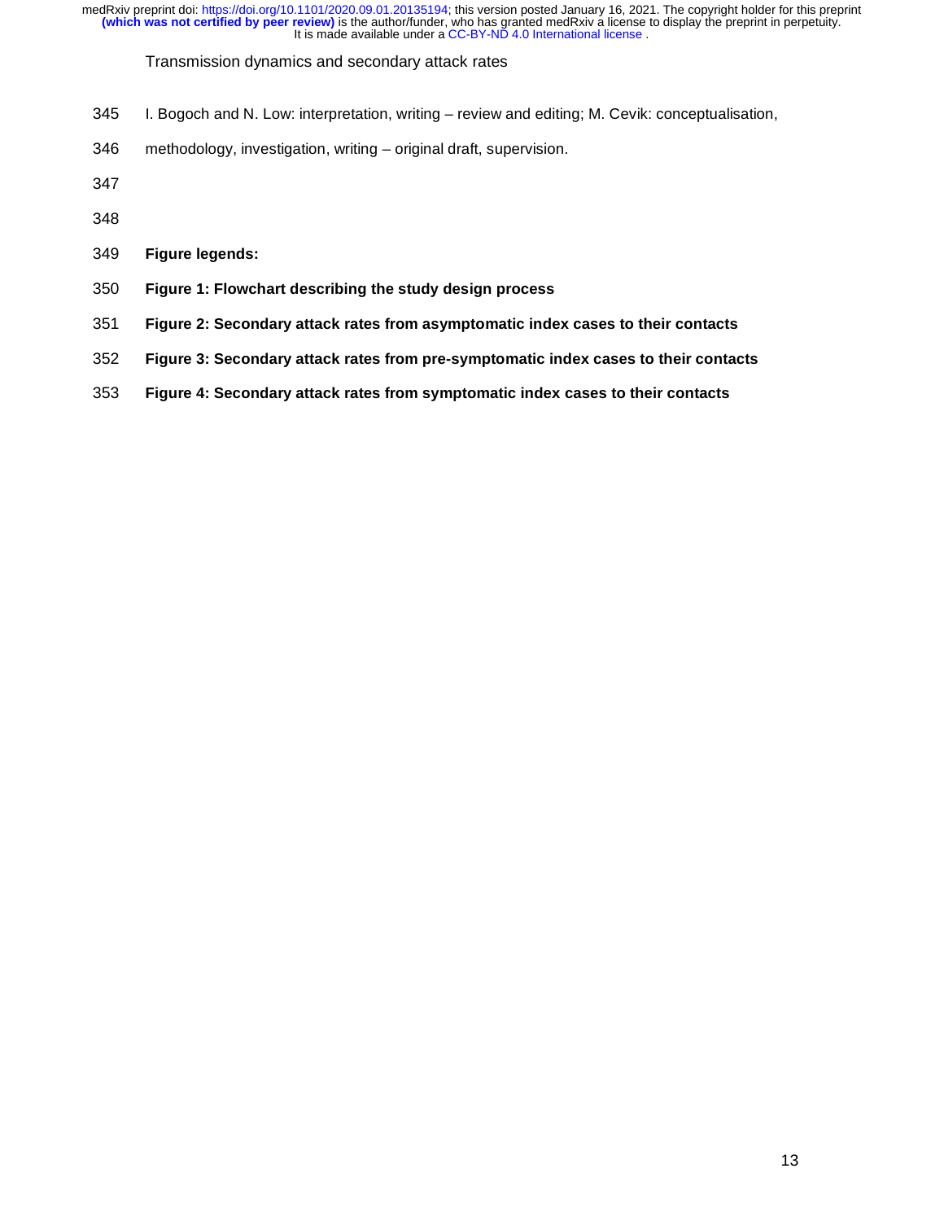I. Bogoch and N. Low: interpretation, writing – review and editing; M. Cevik: conceptualisation, methodology, investigation, writing – original draft, supervision.

**Figure legends:**

**Figure 1: Flowchart describing the study design process**

**Figure 2: Secondary attack rates from asymptomatic index cases to their contacts**

**Figure 3: Secondary attack rates from pre-symptomatic index cases to their contacts**

**Figure 4: Secondary attack rates from symptomatic index cases to their contacts**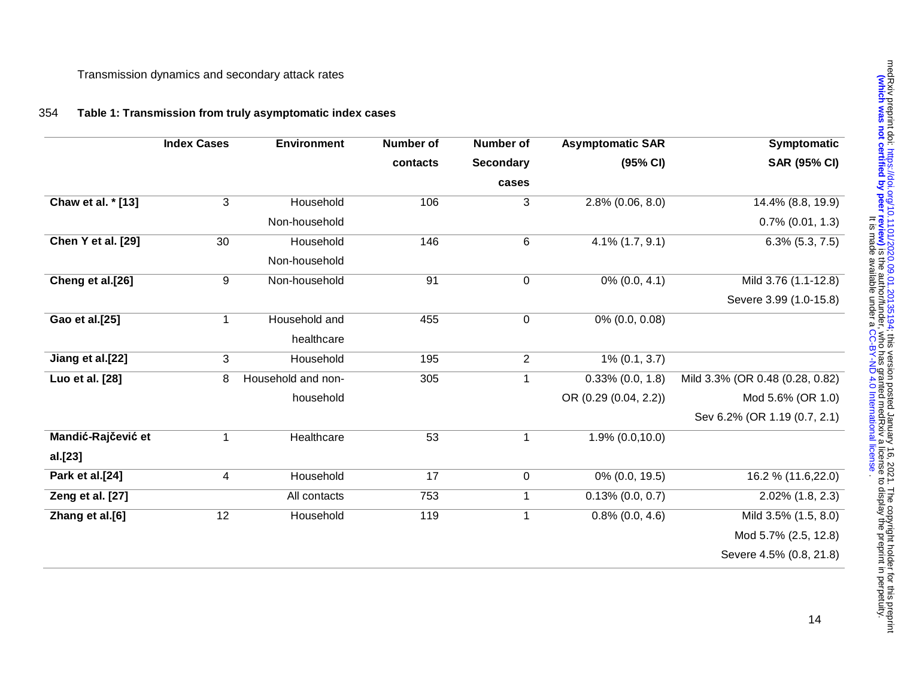Transmission dynamics and secondary attack rates

**Table 1: Transmission from truly asymptomatic index cases**

| | Index Cases | Environment | Number of contacts | Number of Secondary cases | Asymptomatic SAR (95% CI) | Symptomatic SAR (95% CI) |
|---|---|---|---|---|---|---|
| **Chaw et al. * [13]** | 3 | Household | 106 | 3 | 2.8% (0.06, 8.0) | 14.4% (8.8, 19.9) |
| | | Non-household | | | | 0.7% (0.01, 1.3) |
| **Chen Y et al. [29]** | 30 | Household | 146 | 6 | 4.1% (1.7, 9.1) | 6.3% (5.3, 7.5) |
| | | Non-household | | | | |
| **Cheng et al.[26]** | 9 | Non-household | 91 | 0 | 0% (0.0, 4.1) | Mild 3.76 (1.1-12.8) Severe 3.99 (1.0-15.8) |
| **Gao et al.[25]** | 1 | Household and healthcare | 455 | 0 | 0% (0.0, 0.08) | |
| **Jiang et al.[22]** | 3 | Household | 195 | 2 | 1% (0.1, 3.7) | |
| **Luo et al. [28]** | 8 | Household and non-household | 305 | 1 | 0.33% (0.0, 1.8) OR (0.29 (0.04, 2.2)) | Mild 3.3% (OR 0.48 (0.28, 0.82) Mod 5.6% (OR 1.0) Sev 6.2% (OR 1.19 (0.7, 2.1) |
| **Mandić-Rajčević et al.[23]** | 1 | Healthcare | 53 | 1 | 1.9% (0.0,10.0) | |
| **Park et al.[24]** | 4 | Household | 17 | 0 | 0% (0.0, 19.5) | 16.2 % (11.6,22.0) |
| **Zeng et al. [27]** | | All contacts | 753 | 1 | 0.13% (0.0, 0.7) | 2.02% (1.8, 2.3) |
| **Zhang et al.[6]** | 12 | Household | 119 | 1 | 0.8% (0.0, 4.6) | Mild 3.5% (1.5, 8.0) Mod 5.7% (2.5, 12.8) Severe 4.5% (0.8, 21.8) |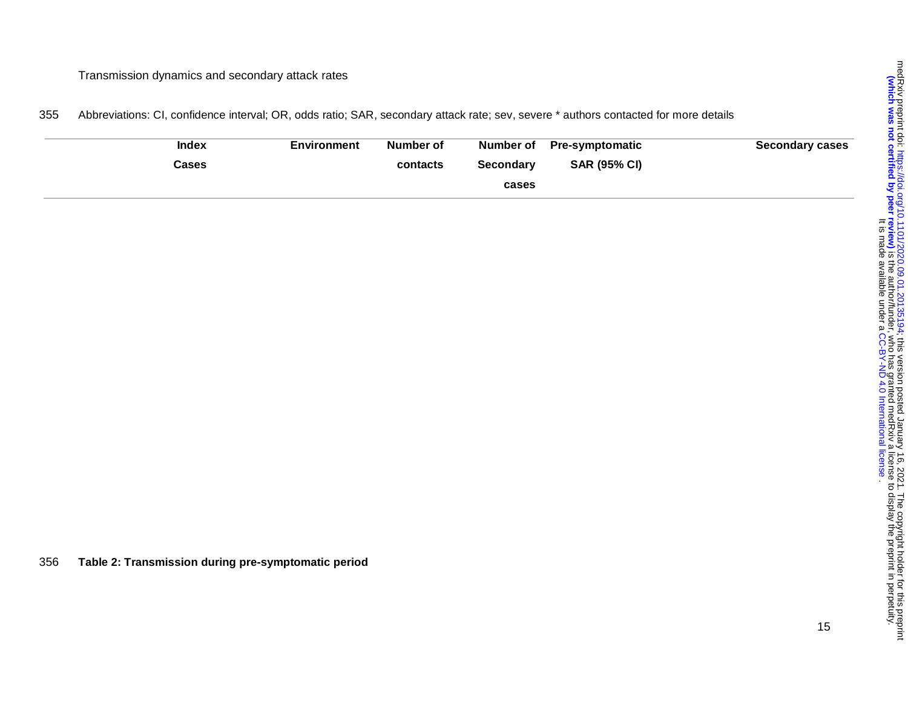Transmission dynamics and secondary attack rates

355 Abbreviations: CI, confidence interval; OR, odds ratio; SAR, secondary attack rate; sev, severe * authors contacted for more details

| Index Cases | Environment | Number of contacts | Number of Secondary cases | Pre-symptomatic SAR (95% CI) | Secondary cases |
|---|---|---|---|---|---|

356 **Table 2: Transmission during pre-symptomatic period**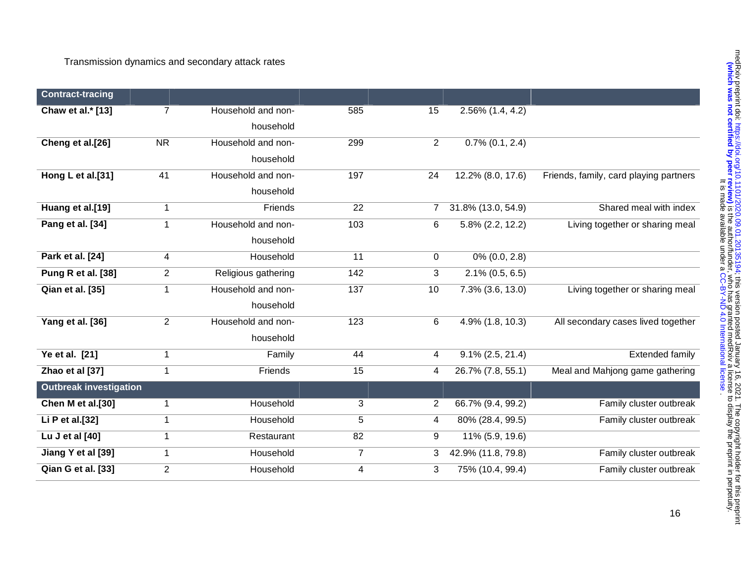Transmission dynamics and secondary attack rates

| Contract-tracing | | | | | | |
|---|---|---|---|---|---|---|
| **Chaw et al.* [13]** | 7 | Household and non-household | 585 | 15 | 2.56% (1.4, 4.2) | |
| **Cheng et al.[26]** | NR | Household and non-household | 299 | 2 | 0.7% (0.1, 2.4) | |
| **Hong L et al.[31]** | 41 | Household and non-household | 197 | 24 | 12.2% (8.0, 17.6) | Friends, family, card playing partners |
| **Huang et al.[19]** | 1 | Friends | 22 | 7 | 31.8% (13.0, 54.9) | Shared meal with index |
| **Pang et al. [34]** | 1 | Household and non-household | 103 | 6 | 5.8% (2.2, 12.2) | Living together or sharing meal |
| **Park et al. [24]** | 4 | Household | 11 | 0 | 0% (0.0, 2.8) | |
| **Pung R et al. [38]** | 2 | Religious gathering | 142 | 3 | 2.1% (0.5, 6.5) | |
| **Qian et al. [35]** | 1 | Household and non-household | 137 | 10 | 7.3% (3.6, 13.0) | Living together or sharing meal |
| **Yang et al. [36]** | 2 | Household and non-household | 123 | 6 | 4.9% (1.8, 10.3) | All secondary cases lived together |
| **Ye et al. [21]** | 1 | Family | 44 | 4 | 9.1% (2.5, 21.4) | Extended family |
| **Zhao et al [37]** | 1 | Friends | 15 | 4 | 26.7% (7.8, 55.1) | Meal and Mahjong game gathering |
| **Outbreak investigation** | | | | | | |
| **Chen M et al.[30]** | 1 | Household | 3 | 2 | 66.7% (9.4, 99.2) | Family cluster outbreak |
| **Li P et al.[32]** | 1 | Household | 5 | 4 | 80% (28.4, 99.5) | Family cluster outbreak |
| **Lu J et al [40]** | 1 | Restaurant | 82 | 9 | 11% (5.9, 19.6) | |
| **Jiang Y et al [39]** | 1 | Household | 7 | 3 | 42.9% (11.8, 79.8) | Family cluster outbreak |
| **Qian G et al. [33]** | 2 | Household | 4 | 3 | 75% (10.4, 99.4) | Family cluster outbreak |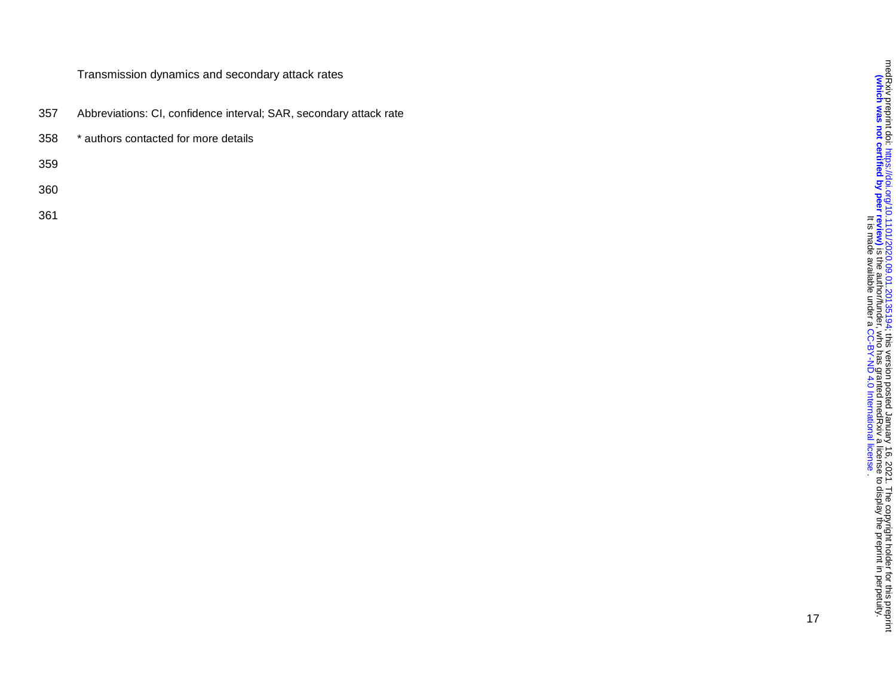Transmission dynamics and secondary attack rates

Abbreviations: CI, confidence interval; SAR, secondary attack rate

* authors contacted for more details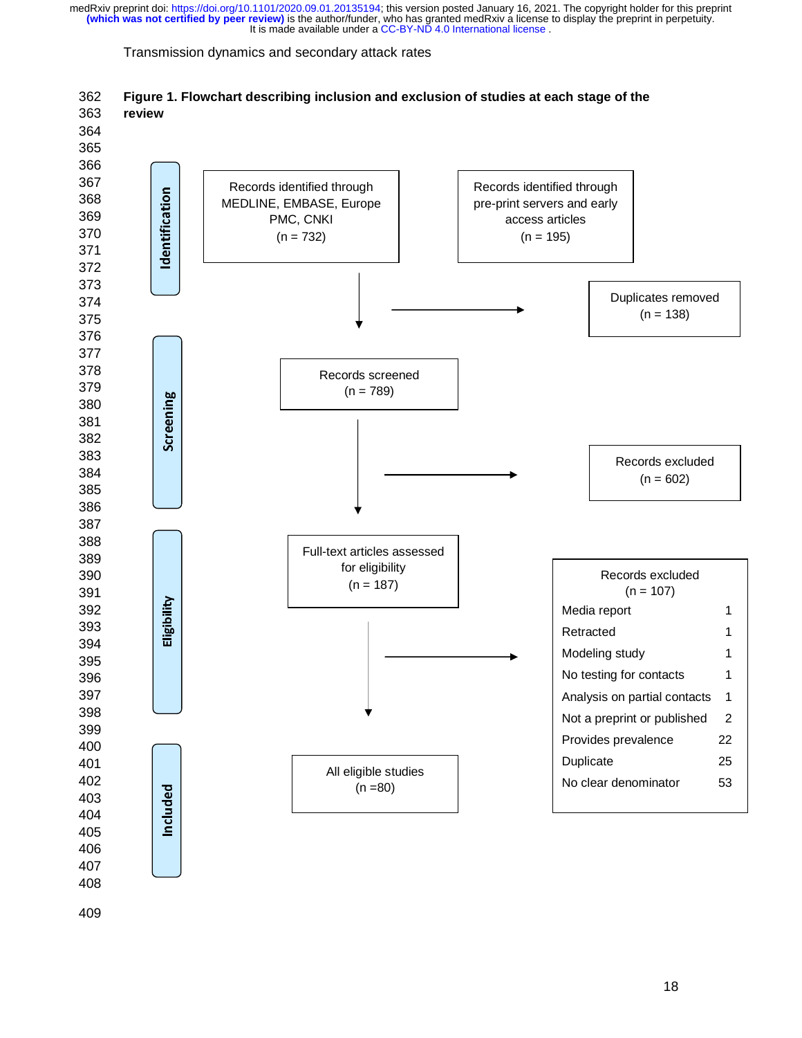**Figure 1. Flowchart describing inclusion and exclusion of studies at each stage of the review**

**Identification**

Records identified through MEDLINE, EMBASE, Europe PMC, CNKI (n = 732)

Records identified through pre-print servers and early access articles (n = 195)

Duplicates removed (n = 138)

**Screening**

Records screened (n = 789)

Records excluded (n = 602)

**Eligibility**

Full-text articles assessed for eligibility (n = 187)

Records excluded (n = 107)

| Reason | n |
| --- | --- |
| Media report | 1 |
| Retracted | 1 |
| Modeling study | 1 |
| No testing for contacts | 1 |
| Analysis on partial contacts | 1 |
| Not a preprint or published | 2 |
| Provides prevalence | 22 |
| Duplicate | 25 |
| No clear denominator | 53 |

**Included**

All eligible studies (n =80)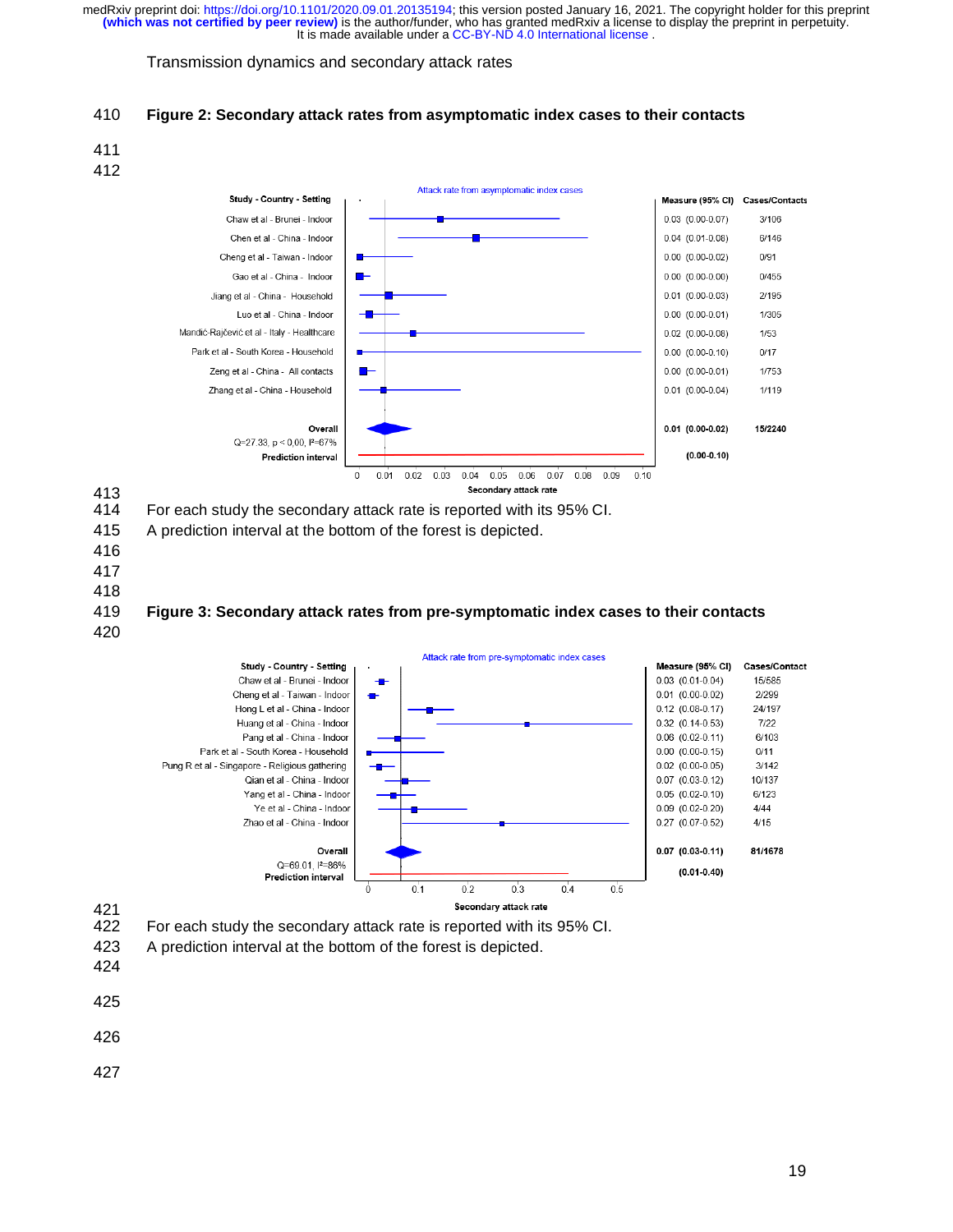**Figure 2: Secondary attack rates from asymptomatic index cases to their contacts**

Attack rate from asymptomatic index cases

| Study - Country - Setting | Measure (95% CI) | Cases/Contacts |
|---|---|---|
| Chaw et al - Brunei - Indoor | 0.03 (0.00-0.07) | 3/106 |
| Chen et al - China - Indoor | 0.04 (0.01-0.08) | 6/146 |
| Cheng et al - Taiwan - Indoor | 0.00 (0.00-0.02) | 0/91 |
| Gao et al - China - Indoor | 0.00 (0.00-0.00) | 0/455 |
| Jiang et al - China - Household | 0.01 (0.00-0.03) | 2/195 |
| Luo et al - China - Indoor | 0.00 (0.00-0.01) | 1/305 |
| Mandić-Rajčević et al - Italy - Healthcare | 0.02 (0.00-0.08) | 1/53 |
| Park et al - South Korea - Household | 0.00 (0.00-0.10) | 0/17 |
| Zeng et al - China - All contacts | 0.00 (0.00-0.01) | 1/753 |
| Zhang et al - China - Household | 0.01 (0.00-0.04) | 1/119 |
| **Overall** | **0.01 (0.00-0.02)** | **15/2240** |
| Q=27.33, p < 0.00, I²=67% | | |
| **Prediction interval** | **(0.00-0.10)** | |

Secondary attack rate

For each study the secondary attack rate is reported with its 95% CI.
A prediction interval at the bottom of the forest is depicted.

**Figure 3: Secondary attack rates from pre-symptomatic index cases to their contacts**

Attack rate from pre-symptomatic index cases

| Study - Country - Setting | Measure (95% CI) | Cases/Contact |
|---|---|---|
| Chaw et al - Brunei - Indoor | 0.03 (0.01-0.04) | 15/585 |
| Cheng et al - Taiwan - Indoor | 0.01 (0.00-0.02) | 2/299 |
| Hong L et al - China - Indoor | 0.12 (0.08-0.17) | 24/197 |
| Huang et al - China - Indoor | 0.32 (0.14-0.53) | 7/22 |
| Pang et al - China - Indoor | 0.06 (0.02-0.11) | 6/103 |
| Park et al - South Korea - Household | 0.00 (0.00-0.15) | 0/11 |
| Pung R et al - Singapore - Religious gathering | 0.02 (0.00-0.05) | 3/142 |
| Qian et al - China - Indoor | 0.07 (0.03-0.12) | 10/137 |
| Yang et al - China - Indoor | 0.05 (0.02-0.10) | 6/123 |
| Ye et al - China - Indoor | 0.09 (0.02-0.20) | 4/44 |
| Zhao et al - China - Indoor | 0.27 (0.07-0.52) | 4/15 |
| **Overall** | **0.07 (0.03-0.11)** | **81/1678** |
| Q=69.01, I²=86% | | |
| **Prediction interval** | **(0.01-0.40)** | |

Secondary attack rate

For each study the secondary attack rate is reported with its 95% CI.
A prediction interval at the bottom of the forest is depicted.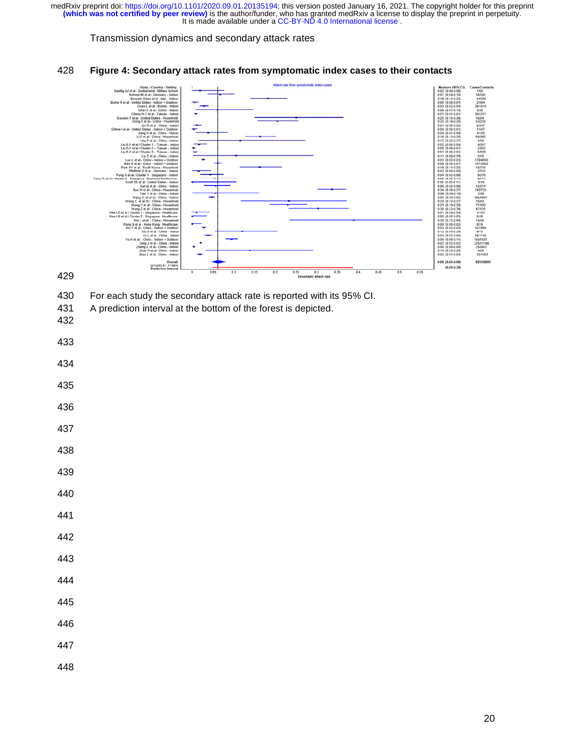## Figure 4: Secondary attack rates from symptomatic index cases to their contacts

Attack rate from symptomatic index cases

| Study - Country - Setting | Measure (95% CI) | Cases/Contacts |
|---|---|---|
| Baettig SJ et al - Switzerland - Military School | 0.02 (0.00-0.08) | 1/55 |
| Bohmer M et al - Germany - Indoor | 0.07 (0.04-0.10) | 16/241 |
| Boscolo-Rizzo et al - Italy - Indoor | 0.18 (0.14-0.23) | 54/296 |
| Burke R et al - United States - Indoor + Outdoor | 0.00 (0.00-0.01) | 2/404 |
| Chaw L et al - Brunei - Indoor | 0.03 (0.02-0.04) | 28/1010 |
| Chen F et al - China - Indoor | 0.06 (0.01-0.15) | 3/50 |
| Cheng H-Y et al - Taiwan - Indoor | 0.01 (0.01-0.01) | 20/2371 |
| Dawson P et al - United States - Household | 0.25 (0.15-0.36) | 16/64 |
| Dong X et al - China - Household | 0.20 (0.16-0.26) | 53/259 |
| Gu R et al - China - Indoor | 0.01 (0.00-0.02) | 6/447 |
| Ghinai I et al - United States - Indoor + Outdoor | 0.00 (0.00-0.01) | 1/147 |
| Jiang X et al - China - Indoor | 0.04 (0.01-0.08) | 4/105 |
| Li F et al - China - Household | 0.16 (0.13-0.20) | 64/392 |
| Ling F et al - China - Indoor | 0.12 (0.02-0.27) | 3/26 |
| Liu S-F et al / Cluster 1 - Taiwan - Indoor | 0.02 (0.00-0.04) | 4/257 |
| Liu S-F et al / Cluster 2 - Taiwan - Indoor | 0.00 (0.00-0.01) | 2/853 |
| Liu S-F et al / Cluster 3 - Taiwan - Indoor | 0.01 (0.00-0.01) | 5/828 |
| Liu Z et al - China - Indoor | 0.11 (0.00-0.29) | 2/19 |
| Luo L et al - China - Indoor + Outdoor | 0.03 (0.02-0.03) | 129/4950 |
| Mao S et al - China - Indoor + Outdoor | 0.06 (0.05-0.07) | 187/3092 |
| Park SY et al - South Korea - Household | 0.16 (0.11-0.22) | 34/210 |
| Pfefferle S et al - Germany - Indoor | 0.02 (0.00-0.05) | 2/132 |
| Pung R et al / Cluster 1 - Singapore - Indoor | 0.04 (0.02-0.08) | 9/210 |
| Pung R et al / Cluster 2 - Singapore - Business Conference | 0.05 (0.02-0.11) | 6/111 |
| Scott SE et al - United States - Indoor | 0.00 (0.00-0.11) | 0/16 |
| Sun Q et al - China - Indoor | 0.06 (0.03-0.09) | 12/214 |
| Sun W et al - China - Household | 0.34 (0.30-0.37) | 243/723 |
| Tian Y et al - China - Indoor | 0.06 (0.00-0.16) | 2/36 |
| Wang X, et al (I) - China - Indoor | 0.05 (0.04-0.05) | 186/4007 |
| Wang X, et al (II) - China - Household | 0.23 (0.12-0.37) | 10/43 |
| Wang Y et al - China - Household | 0.23 (0.19-0.28) | 77/335 |
| Wang Z et al - China - Household | 0.30 (0.23-0.38) | 47/155 |
| Wee LE et al / Cluster 1 - Singapore - Healthcare | 0.01 (0.00-0.04) | 1/103 |
| Wee LE et al / Cluster 2 - Singapore - Healthcare | 0.00 (0.00-0.03) | 0/48 |
| Wei L et al - China - Household | 0.39 (0.23-0.55) | 14/36 |
| Wong S et al - Hong Kong - Healthcare | 0.00 (0.00-0.02) | 0/76 |
| Wu Y et al - China - Indoor + Outdoor | 0.03 (0.02-0.03) | 82/2994 |
| Xia X et al - China - Indoor | 0.12 (0.05-0.20) | 9/75 |
| Ye L et al - China - Indoor | 0.04 (0.03-0.05) | 66/1749 |
| Yu H et al - China - Indoor + Outdoor | 0.09 (0.08-0.11) | 150/1587 |
| Zeng J et al - China - Indoor | 0.02 (0.02-0.02) | 225/11148 |
| Zhang J, et al - China - Indoor | 0.00 (0.00-0.00) | 25/8437 |
| Zhao H et al - China - Indoor | 0.14 (0.03-0.29) | 4/29 |
| Zhou L et al - China - Indoor | 0.02 (0.01-0.03) | 25/1403 |
| Overall (Q=2200.61, $I^2$=98%) | 0.06 (0.05-0.08) | 821/50005 |
| Prediction interval | (0.05-0.38) | |

Secondary attack rate

For each study the secondary attack rate is reported with its 95% CI.
A prediction interval at the bottom of the forest is depicted.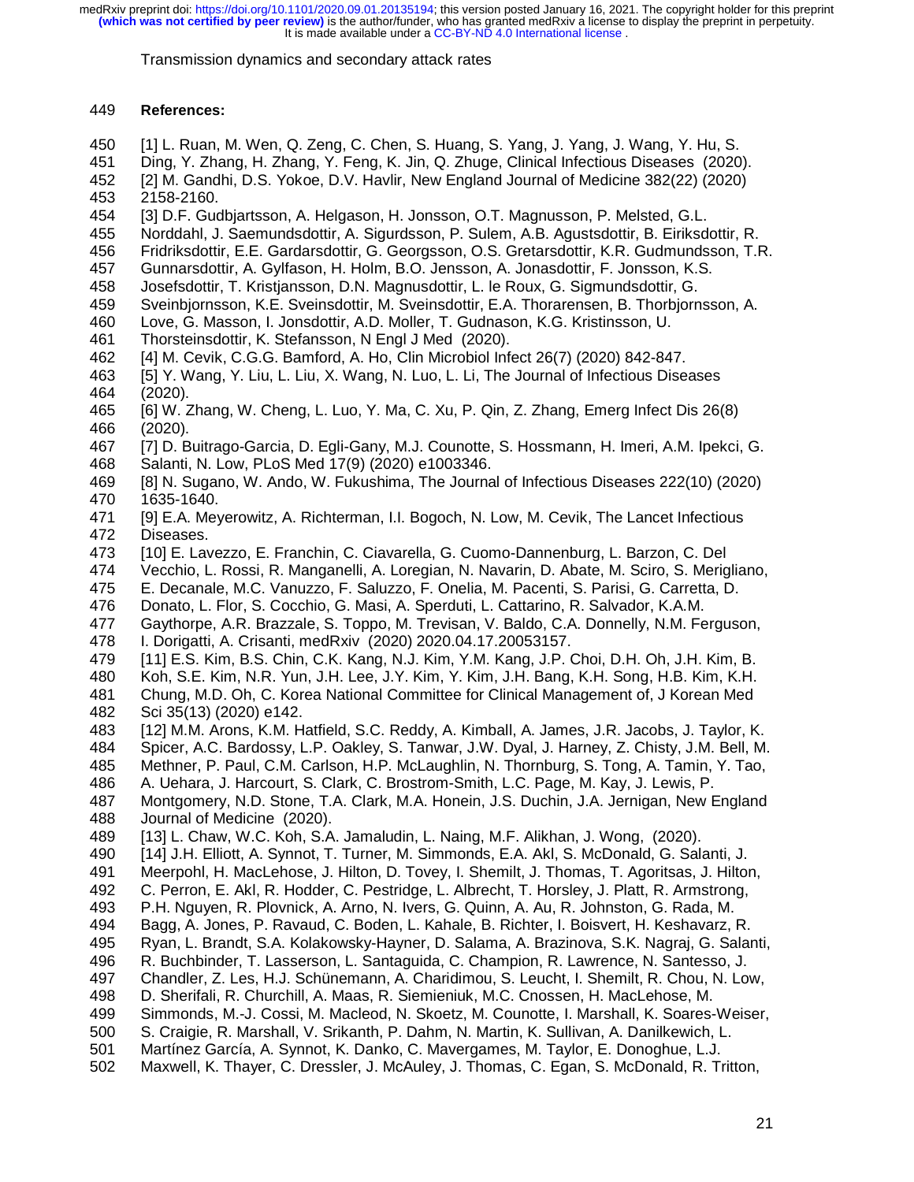**References:**

[1] L. Ruan, M. Wen, Q. Zeng, C. Chen, S. Huang, S. Yang, J. Yang, J. Wang, Y. Hu, S. Ding, Y. Zhang, H. Zhang, Y. Feng, K. Jin, Q. Zhuge, Clinical Infectious Diseases (2020).

[2] M. Gandhi, D.S. Yokoe, D.V. Havlir, New England Journal of Medicine 382(22) (2020) 2158-2160.

[3] D.F. Gudbjartsson, A. Helgason, H. Jonsson, O.T. Magnusson, P. Melsted, G.L. Norddahl, J. Saemundsdottir, A. Sigurdsson, P. Sulem, A.B. Agustsdottir, B. Eiriksdottir, R. Fridriksdottir, E.E. Gardarsdottir, G. Georgsson, O.S. Gretarsdottir, K.R. Gudmundsson, T.R. Gunnarsdottir, A. Gylfason, H. Holm, B.O. Jensson, A. Jonasdottir, F. Jonsson, K.S. Josefsdottir, T. Kristjansson, D.N. Magnusdottir, L. le Roux, G. Sigmundsdottir, G. Sveinbjornsson, K.E. Sveinsdottir, M. Sveinsdottir, E.A. Thorarensen, B. Thorbjornsson, A. Love, G. Masson, I. Jonsdottir, A.D. Moller, T. Gudnason, K.G. Kristinsson, U. Thorsteinsdottir, K. Stefansson, N Engl J Med (2020).

[4] M. Cevik, C.G.G. Bamford, A. Ho, Clin Microbiol Infect 26(7) (2020) 842-847.

[5] Y. Wang, Y. Liu, L. Liu, X. Wang, N. Luo, L. Li, The Journal of Infectious Diseases (2020).

[6] W. Zhang, W. Cheng, L. Luo, Y. Ma, C. Xu, P. Qin, Z. Zhang, Emerg Infect Dis 26(8) (2020).

[7] D. Buitrago-Garcia, D. Egli-Gany, M.J. Counotte, S. Hossmann, H. Imeri, A.M. Ipekci, G. Salanti, N. Low, PLoS Med 17(9) (2020) e1003346.

[8] N. Sugano, W. Ando, W. Fukushima, The Journal of Infectious Diseases 222(10) (2020) 1635-1640.

[9] E.A. Meyerowitz, A. Richterman, I.I. Bogoch, N. Low, M. Cevik, The Lancet Infectious Diseases.

[10] E. Lavezzo, E. Franchin, C. Ciavarella, G. Cuomo-Dannenburg, L. Barzon, C. Del Vecchio, L. Rossi, R. Manganelli, A. Loregian, N. Navarin, D. Abate, M. Sciro, S. Merigliano, E. Decanale, M.C. Vanuzzo, F. Saluzzo, F. Onelia, M. Pacenti, S. Parisi, G. Carretta, D. Donato, L. Flor, S. Cocchio, G. Masi, A. Sperduti, L. Cattarino, R. Salvador, K.A.M. Gaythorpe, A.R. Brazzale, S. Toppo, M. Trevisan, V. Baldo, C.A. Donnelly, N.M. Ferguson, I. Dorigatti, A. Crisanti, medRxiv (2020) 2020.04.17.20053157.

[11] E.S. Kim, B.S. Chin, C.K. Kang, N.J. Kim, Y.M. Kang, J.P. Choi, D.H. Oh, J.H. Kim, B. Koh, S.E. Kim, N.R. Yun, J.H. Lee, J.Y. Kim, Y. Kim, J.H. Bang, K.H. Song, H.B. Kim, K.H. Chung, M.D. Oh, C. Korea National Committee for Clinical Management of, J Korean Med Sci 35(13) (2020) e142.

[12] M.M. Arons, K.M. Hatfield, S.C. Reddy, A. Kimball, A. James, J.R. Jacobs, J. Taylor, K. Spicer, A.C. Bardossy, L.P. Oakley, S. Tanwar, J.W. Dyal, J. Harney, Z. Chisty, J.M. Bell, M. Methner, P. Paul, C.M. Carlson, H.P. McLaughlin, N. Thornburg, S. Tong, A. Tamin, Y. Tao, A. Uehara, J. Harcourt, S. Clark, C. Brostrom-Smith, L.C. Page, M. Kay, J. Lewis, P. Montgomery, N.D. Stone, T.A. Clark, M.A. Honein, J.S. Duchin, J.A. Jernigan, New England Journal of Medicine (2020).

[13] L. Chaw, W.C. Koh, S.A. Jamaludin, L. Naing, M.F. Alikhan, J. Wong, (2020).

[14] J.H. Elliott, A. Synnot, T. Turner, M. Simmonds, E.A. Akl, S. McDonald, G. Salanti, J. Meerpohl, H. MacLehose, J. Hilton, D. Tovey, I. Shemilt, J. Thomas, T. Agoritsas, J. Hilton, C. Perron, E. Akl, R. Hodder, C. Pestridge, L. Albrecht, T. Horsley, J. Platt, R. Armstrong, P.H. Nguyen, R. Plovnick, A. Arno, N. Ivers, G. Quinn, A. Au, R. Johnston, G. Rada, M. Bagg, A. Jones, P. Ravaud, C. Boden, L. Kahale, B. Richter, I. Boisvert, H. Keshavarz, R. Ryan, L. Brandt, S.A. Kolakowsky-Hayner, D. Salama, A. Brazinova, S.K. Nagraj, G. Salanti, R. Buchbinder, T. Lasserson, L. Santaguida, C. Champion, R. Lawrence, N. Santesso, J. Chandler, Z. Les, H.J. Schünemann, A. Charidimou, S. Leucht, I. Shemilt, R. Chou, N. Low, D. Sherifali, R. Churchill, A. Maas, R. Siemieniuk, M.C. Cnossen, H. MacLehose, M. Simmonds, M.-J. Cossi, M. Macleod, N. Skoetz, M. Counotte, I. Marshall, K. Soares-Weiser, S. Craigie, R. Marshall, V. Srikanth, P. Dahm, N. Martin, K. Sullivan, A. Danilkewich, L. Martínez García, A. Synnot, K. Danko, C. Mavergames, M. Taylor, E. Donoghue, L.J. Maxwell, K. Thayer, C. Dressler, J. McAuley, J. Thomas, C. Egan, S. McDonald, R. Tritton,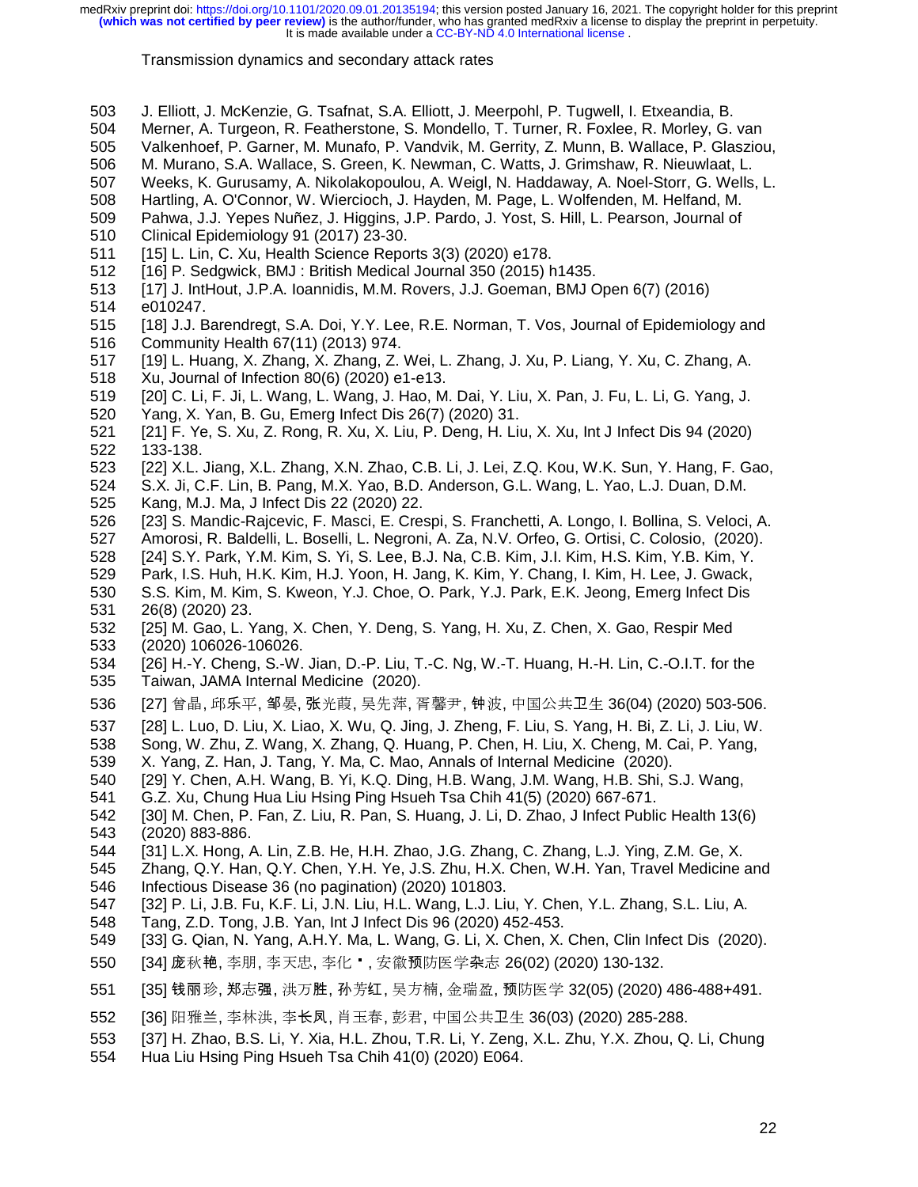J. Elliott, J. McKenzie, G. Tsafnat, S.A. Elliott, J. Meerpohl, P. Tugwell, I. Etxeandia, B. Merner, A. Turgeon, R. Featherstone, S. Mondello, T. Turner, R. Foxlee, R. Morley, G. van Valkenhoef, P. Garner, M. Munafo, P. Vandvik, M. Gerrity, Z. Munn, B. Wallace, P. Glasziou, M. Murano, S.A. Wallace, S. Green, K. Newman, C. Watts, J. Grimshaw, R. Nieuwlaat, L. Weeks, K. Gurusamy, A. Nikolakopoulou, A. Weigl, N. Haddaway, A. Noel-Storr, G. Wells, L. Hartling, A. O'Connor, W. Wiercioch, J. Hayden, M. Page, L. Wolfenden, M. Helfand, M. Pahwa, J.J. Yepes Nuñez, J. Higgins, J.P. Pardo, J. Yost, S. Hill, L. Pearson, Journal of Clinical Epidemiology 91 (2017) 23-30.

[15] L. Lin, C. Xu, Health Science Reports 3(3) (2020) e178.

[16] P. Sedgwick, BMJ : British Medical Journal 350 (2015) h1435.

[17] J. IntHout, J.P.A. Ioannidis, M.M. Rovers, J.J. Goeman, BMJ Open 6(7) (2016) e010247.

[18] J.J. Barendregt, S.A. Doi, Y.Y. Lee, R.E. Norman, T. Vos, Journal of Epidemiology and Community Health 67(11) (2013) 974.

[19] L. Huang, X. Zhang, X. Zhang, Z. Wei, L. Zhang, J. Xu, P. Liang, Y. Xu, C. Zhang, A. Xu, Journal of Infection 80(6) (2020) e1-e13.

[20] C. Li, F. Ji, L. Wang, L. Wang, J. Hao, M. Dai, Y. Liu, X. Pan, J. Fu, L. Li, G. Yang, J. Yang, X. Yan, B. Gu, Emerg Infect Dis 26(7) (2020) 31.

[21] F. Ye, S. Xu, Z. Rong, R. Xu, X. Liu, P. Deng, H. Liu, X. Xu, Int J Infect Dis 94 (2020) 133-138.

[22] X.L. Jiang, X.L. Zhang, X.N. Zhao, C.B. Li, J. Lei, Z.Q. Kou, W.K. Sun, Y. Hang, F. Gao, S.X. Ji, C.F. Lin, B. Pang, M.X. Yao, B.D. Anderson, G.L. Wang, L. Yao, L.J. Duan, D.M. Kang, M.J. Ma, J Infect Dis 22 (2020) 22.

[23] S. Mandic-Rajcevic, F. Masci, E. Crespi, S. Franchetti, A. Longo, I. Bollina, S. Veloci, A. Amorosi, R. Baldelli, L. Boselli, L. Negroni, A. Za, N.V. Orfeo, G. Ortisi, C. Colosio, (2020).

[24] S.Y. Park, Y.M. Kim, S. Yi, S. Lee, B.J. Na, C.B. Kim, J.I. Kim, H.S. Kim, Y.B. Kim, Y. Park, I.S. Huh, H.K. Kim, H.J. Yoon, H. Jang, K. Kim, Y. Chang, I. Kim, H. Lee, J. Gwack, S.S. Kim, M. Kim, S. Kweon, Y.J. Choe, O. Park, Y.J. Park, E.K. Jeong, Emerg Infect Dis 26(8) (2020) 23.

[25] M. Gao, L. Yang, X. Chen, Y. Deng, S. Yang, H. Xu, Z. Chen, X. Gao, Respir Med (2020) 106026-106026.

[26] H.-Y. Cheng, S.-W. Jian, D.-P. Liu, T.-C. Ng, W.-T. Huang, H.-H. Lin, C.-O.I.T. for the Taiwan, JAMA Internal Medicine (2020).

[27] 曾晶, 邱乐平, 邹晏, 张光葭, 吴先萍, 胥馨尹, 钟波, 中国公共卫生 36(04) (2020) 503-506.

[28] L. Luo, D. Liu, X. Liao, X. Wu, Q. Jing, J. Zheng, F. Liu, S. Yang, H. Bi, Z. Li, J. Liu, W. Song, W. Zhu, Z. Wang, X. Zhang, Q. Huang, P. Chen, H. Liu, X. Cheng, M. Cai, P. Yang, X. Yang, Z. Han, J. Tang, Y. Ma, C. Mao, Annals of Internal Medicine (2020).

[29] Y. Chen, A.H. Wang, B. Yi, K.Q. Ding, H.B. Wang, J.M. Wang, H.B. Shi, S.J. Wang, G.Z. Xu, Chung Hua Liu Hsing Ping Hsueh Tsa Chih 41(5) (2020) 667-671.

[30] M. Chen, P. Fan, Z. Liu, R. Pan, S. Huang, J. Li, D. Zhao, J Infect Public Health 13(6) (2020) 883-886.

[31] L.X. Hong, A. Lin, Z.B. He, H.H. Zhao, J.G. Zhang, C. Zhang, L.J. Ying, Z.M. Ge, X. Zhang, Q.Y. Han, Q.Y. Chen, Y.H. Ye, J.S. Zhu, H.X. Chen, W.H. Yan, Travel Medicine and Infectious Disease 36 (no pagination) (2020) 101803.

[32] P. Li, J.B. Fu, K.F. Li, J.N. Liu, H.L. Wang, L.J. Liu, Y. Chen, Y.L. Zhang, S.L. Liu, A. Tang, Z.D. Tong, J.B. Yan, Int J Infect Dis 96 (2020) 452-453.

[33] G. Qian, N. Yang, A.H.Y. Ma, L. Wang, G. Li, X. Chen, X. Chen, Clin Infect Dis (2020).

[34] 庞秋艳, 李朋, 李天忠, 李化 ·, 安徽预防医学杂志 26(02) (2020) 130-132.

[35] 钱丽珍, 郑志强, 洪万胜, 孙芳红, 吴方楠, 金瑞盈, 预防医学 32(05) (2020) 486-488+491.

[36] 阳雅兰, 李林洪, 李长凤, 肖玉春, 彭君, 中国公共卫生 36(03) (2020) 285-288.

[37] H. Zhao, B.S. Li, Y. Xia, H.L. Zhou, T.R. Li, Y. Zeng, X.L. Zhu, Y.X. Zhou, Q. Li, Chung Hua Liu Hsing Ping Hsueh Tsa Chih 41(0) (2020) E064.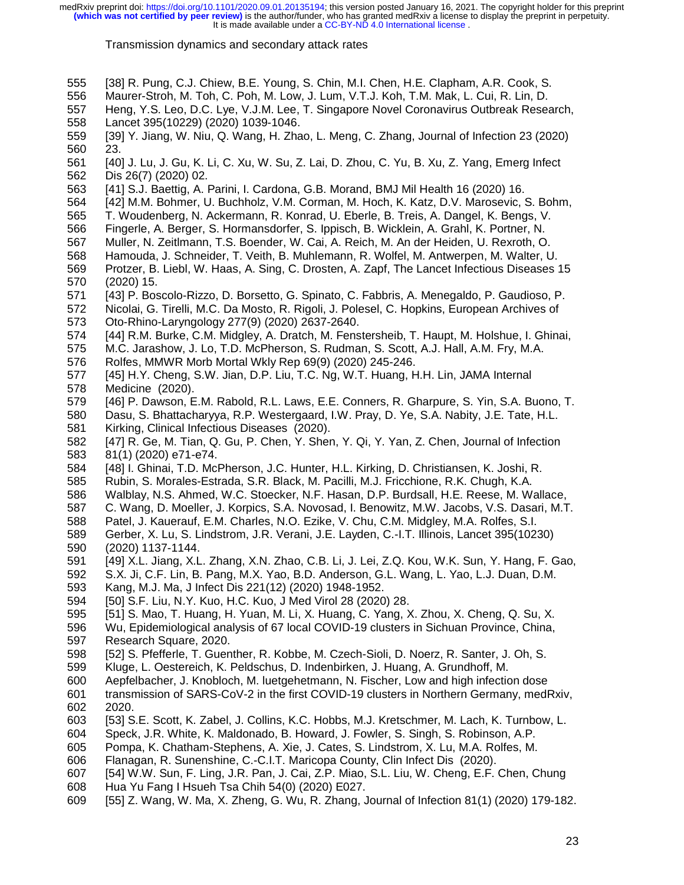[38] R. Pung, C.J. Chiew, B.E. Young, S. Chin, M.I. Chen, H.E. Clapham, A.R. Cook, S. Maurer-Stroh, M. Toh, C. Poh, M. Low, J. Lum, V.T.J. Koh, T.M. Mak, L. Cui, R. Lin, D. Heng, Y.S. Leo, D.C. Lye, V.J.M. Lee, T. Singapore Novel Coronavirus Outbreak Research, Lancet 395(10229) (2020) 1039-1046.

[39] Y. Jiang, W. Niu, Q. Wang, H. Zhao, L. Meng, C. Zhang, Journal of Infection 23 (2020) 23.

[40] J. Lu, J. Gu, K. Li, C. Xu, W. Su, Z. Lai, D. Zhou, C. Yu, B. Xu, Z. Yang, Emerg Infect Dis 26(7) (2020) 02.

[41] S.J. Baettig, A. Parini, I. Cardona, G.B. Morand, BMJ Mil Health 16 (2020) 16.

[42] M.M. Bohmer, U. Buchholz, V.M. Corman, M. Hoch, K. Katz, D.V. Marosevic, S. Bohm, T. Woudenberg, N. Ackermann, R. Konrad, U. Eberle, B. Treis, A. Dangel, K. Bengs, V. Fingerle, A. Berger, S. Hormansdorfer, S. Ippisch, B. Wicklein, A. Grahl, K. Portner, N. Muller, N. Zeitlmann, T.S. Boender, W. Cai, A. Reich, M. An der Heiden, U. Rexroth, O. Hamouda, J. Schneider, T. Veith, B. Muhlemann, R. Wolfel, M. Antwerpen, M. Walter, U. Protzer, B. Liebl, W. Haas, A. Sing, C. Drosten, A. Zapf, The Lancet Infectious Diseases 15 (2020) 15.

[43] P. Boscolo-Rizzo, D. Borsetto, G. Spinato, C. Fabbris, A. Menegaldo, P. Gaudioso, P. Nicolai, G. Tirelli, M.C. Da Mosto, R. Rigoli, J. Polesel, C. Hopkins, European Archives of Oto-Rhino-Laryngology 277(9) (2020) 2637-2640.

[44] R.M. Burke, C.M. Midgley, A. Dratch, M. Fenstersheib, T. Haupt, M. Holshue, I. Ghinai, M.C. Jarashow, J. Lo, T.D. McPherson, S. Rudman, S. Scott, A.J. Hall, A.M. Fry, M.A. Rolfes, MMWR Morb Mortal Wkly Rep 69(9) (2020) 245-246.

[45] H.Y. Cheng, S.W. Jian, D.P. Liu, T.C. Ng, W.T. Huang, H.H. Lin, JAMA Internal Medicine (2020).

[46] P. Dawson, E.M. Rabold, R.L. Laws, E.E. Conners, R. Gharpure, S. Yin, S.A. Buono, T. Dasu, S. Bhattacharyya, R.P. Westergaard, I.W. Pray, D. Ye, S.A. Nabity, J.E. Tate, H.L. Kirking, Clinical Infectious Diseases (2020).

[47] R. Ge, M. Tian, Q. Gu, P. Chen, Y. Shen, Y. Qi, Y. Yan, Z. Chen, Journal of Infection 81(1) (2020) e71-e74.

[48] I. Ghinai, T.D. McPherson, J.C. Hunter, H.L. Kirking, D. Christiansen, K. Joshi, R. Rubin, S. Morales-Estrada, S.R. Black, M. Pacilli, M.J. Fricchione, R.K. Chugh, K.A. Walblay, N.S. Ahmed, W.C. Stoecker, N.F. Hasan, D.P. Burdsall, H.E. Reese, M. Wallace, C. Wang, D. Moeller, J. Korpics, S.A. Novosad, I. Benowitz, M.W. Jacobs, V.S. Dasari, M.T. Patel, J. Kauerauf, E.M. Charles, N.O. Ezike, V. Chu, C.M. Midgley, M.A. Rolfes, S.I. Gerber, X. Lu, S. Lindstrom, J.R. Verani, J.E. Layden, C.-I.T. Illinois, Lancet 395(10230) (2020) 1137-1144.

[49] X.L. Jiang, X.L. Zhang, X.N. Zhao, C.B. Li, J. Lei, Z.Q. Kou, W.K. Sun, Y. Hang, F. Gao, S.X. Ji, C.F. Lin, B. Pang, M.X. Yao, B.D. Anderson, G.L. Wang, L. Yao, L.J. Duan, D.M. Kang, M.J. Ma, J Infect Dis 221(12) (2020) 1948-1952.

[50] S.F. Liu, N.Y. Kuo, H.C. Kuo, J Med Virol 28 (2020) 28.

[51] S. Mao, T. Huang, H. Yuan, M. Li, X. Huang, C. Yang, X. Zhou, X. Cheng, Q. Su, X. Wu, Epidemiological analysis of 67 local COVID-19 clusters in Sichuan Province, China, Research Square, 2020.

[52] S. Pfefferle, T. Guenther, R. Kobbe, M. Czech-Sioli, D. Noerz, R. Santer, J. Oh, S. Kluge, L. Oestereich, K. Peldschus, D. Indenbirken, J. Huang, A. Grundhoff, M. Aepfelbacher, J. Knobloch, M. luetgehetmann, N. Fischer, Low and high infection dose transmission of SARS-CoV-2 in the first COVID-19 clusters in Northern Germany, medRxiv, 2020.

[53] S.E. Scott, K. Zabel, J. Collins, K.C. Hobbs, M.J. Kretschmer, M. Lach, K. Turnbow, L. Speck, J.R. White, K. Maldonado, B. Howard, J. Fowler, S. Singh, S. Robinson, A.P. Pompa, K. Chatham-Stephens, A. Xie, J. Cates, S. Lindstrom, X. Lu, M.A. Rolfes, M. Flanagan, R. Sunenshine, C.-C.I.T. Maricopa County, Clin Infect Dis (2020).

[54] W.W. Sun, F. Ling, J.R. Pan, J. Cai, Z.P. Miao, S.L. Liu, W. Cheng, E.F. Chen, Chung Hua Yu Fang I Hsueh Tsa Chih 54(0) (2020) E027.

[55] Z. Wang, W. Ma, X. Zheng, G. Wu, R. Zhang, Journal of Infection 81(1) (2020) 179-182.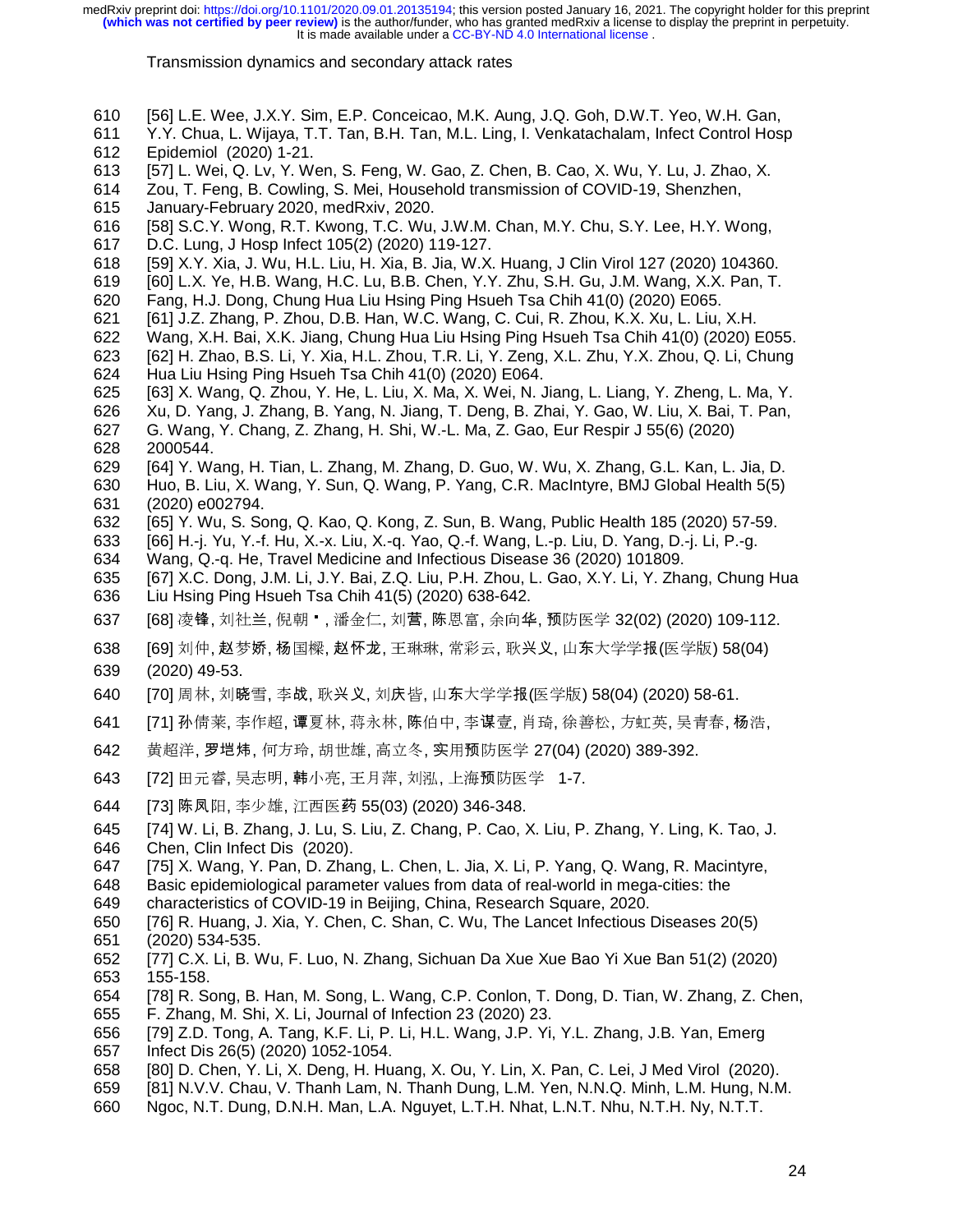[56] L.E. Wee, J.X.Y. Sim, E.P. Conceicao, M.K. Aung, J.Q. Goh, D.W.T. Yeo, W.H. Gan, Y.Y. Chua, L. Wijaya, T.T. Tan, B.H. Tan, M.L. Ling, I. Venkatachalam, Infect Control Hosp Epidemiol (2020) 1-21.

[57] L. Wei, Q. Lv, Y. Wen, S. Feng, W. Gao, Z. Chen, B. Cao, X. Wu, Y. Lu, J. Zhao, X. Zou, T. Feng, B. Cowling, S. Mei, Household transmission of COVID-19, Shenzhen, January-February 2020, medRxiv, 2020.

[58] S.C.Y. Wong, R.T. Kwong, T.C. Wu, J.W.M. Chan, M.Y. Chu, S.Y. Lee, H.Y. Wong, D.C. Lung, J Hosp Infect 105(2) (2020) 119-127.

[59] X.Y. Xia, J. Wu, H.L. Liu, H. Xia, B. Jia, W.X. Huang, J Clin Virol 127 (2020) 104360.

[60] L.X. Ye, H.B. Wang, H.C. Lu, B.B. Chen, Y.Y. Zhu, S.H. Gu, J.M. Wang, X.X. Pan, T. Fang, H.J. Dong, Chung Hua Liu Hsing Ping Hsueh Tsa Chih 41(0) (2020) E065.

[61] J.Z. Zhang, P. Zhou, D.B. Han, W.C. Wang, C. Cui, R. Zhou, K.X. Xu, L. Liu, X.H. Wang, X.H. Bai, X.K. Jiang, Chung Hua Liu Hsing Ping Hsueh Tsa Chih 41(0) (2020) E055.

[62] H. Zhao, B.S. Li, Y. Xia, H.L. Zhou, T.R. Li, Y. Zeng, X.L. Zhu, Y.X. Zhou, Q. Li, Chung Hua Liu Hsing Ping Hsueh Tsa Chih 41(0) (2020) E064.

[63] X. Wang, Q. Zhou, Y. He, L. Liu, X. Ma, X. Wei, N. Jiang, L. Liang, Y. Zheng, L. Ma, Y. Xu, D. Yang, J. Zhang, B. Yang, N. Jiang, T. Deng, B. Zhai, Y. Gao, W. Liu, X. Bai, T. Pan, G. Wang, Y. Chang, Z. Zhang, H. Shi, W.-L. Ma, Z. Gao, Eur Respir J 55(6) (2020) 2000544.

[64] Y. Wang, H. Tian, L. Zhang, M. Zhang, D. Guo, W. Wu, X. Zhang, G.L. Kan, L. Jia, D. Huo, B. Liu, X. Wang, Y. Sun, Q. Wang, P. Yang, C.R. MacIntyre, BMJ Global Health 5(5) (2020) e002794.

[65] Y. Wu, S. Song, Q. Kao, Q. Kong, Z. Sun, B. Wang, Public Health 185 (2020) 57-59.

[66] H.-j. Yu, Y.-f. Hu, X.-x. Liu, X.-q. Yao, Q.-f. Wang, L.-p. Liu, D. Yang, D.-j. Li, P.-g. Wang, Q.-q. He, Travel Medicine and Infectious Disease 36 (2020) 101809.

[67] X.C. Dong, J.M. Li, J.Y. Bai, Z.Q. Liu, P.H. Zhou, L. Gao, X.Y. Li, Y. Zhang, Chung Hua Liu Hsing Ping Hsueh Tsa Chih 41(5) (2020) 638-642.

[68] 凌锋, 刘社兰, 倪朝 , 潘金仁, 刘营, 陈恩富, 余向华, 预防医学 32(02) (2020) 109-112.

[69] 刘仲, 赵梦娇, 杨国樑, 赵怀龙, 王琳琳, 常彩云, 耿兴义, 山东大学学报(医学版) 58(04) (2020) 49-53.

[70] 周林, 刘晓雪, 李战, 耿兴义, 刘庆皆, 山东大学学报(医学版) 58(04) (2020) 58-61.

[71] 孙倩莱, 李作超, 谭夏林, 蒋永林, 陈伯中, 李谋壹, 肖琦, 徐善松, 方虹英, 吴青春, 杨浩, 黄超洋, 罗垲炜, 何方玲, 胡世雄, 高立冬, 实用预防医学 27(04) (2020) 389-392.

[72] 田元睿, 吴志明, 韩小亮, 王月萍, 刘泓, 上海预防医学 1-7.

[73] 陈凤阳, 李少雄, 江西医药 55(03) (2020) 346-348.

[74] W. Li, B. Zhang, J. Lu, S. Liu, Z. Chang, P. Cao, X. Liu, P. Zhang, Y. Ling, K. Tao, J. Chen, Clin Infect Dis (2020).

[75] X. Wang, Y. Pan, D. Zhang, L. Chen, L. Jia, X. Li, P. Yang, Q. Wang, R. Macintyre, Basic epidemiological parameter values from data of real-world in mega-cities: the characteristics of COVID-19 in Beijing, China, Research Square, 2020.

[76] R. Huang, J. Xia, Y. Chen, C. Shan, C. Wu, The Lancet Infectious Diseases 20(5) (2020) 534-535.

[77] C.X. Li, B. Wu, F. Luo, N. Zhang, Sichuan Da Xue Xue Bao Yi Xue Ban 51(2) (2020) 155-158.

[78] R. Song, B. Han, M. Song, L. Wang, C.P. Conlon, T. Dong, D. Tian, W. Zhang, Z. Chen, F. Zhang, M. Shi, X. Li, Journal of Infection 23 (2020) 23.

[79] Z.D. Tong, A. Tang, K.F. Li, P. Li, H.L. Wang, J.P. Yi, Y.L. Zhang, J.B. Yan, Emerg Infect Dis 26(5) (2020) 1052-1054.

[80] D. Chen, Y. Li, X. Deng, H. Huang, X. Ou, Y. Lin, X. Pan, C. Lei, J Med Virol (2020).

[81] N.V.V. Chau, V. Thanh Lam, N. Thanh Dung, L.M. Yen, N.N.Q. Minh, L.M. Hung, N.M. Ngoc, N.T. Dung, D.N.H. Man, L.A. Nguyet, L.T.H. Nhat, L.N.T. Nhu, N.T.H. Ny, N.T.T.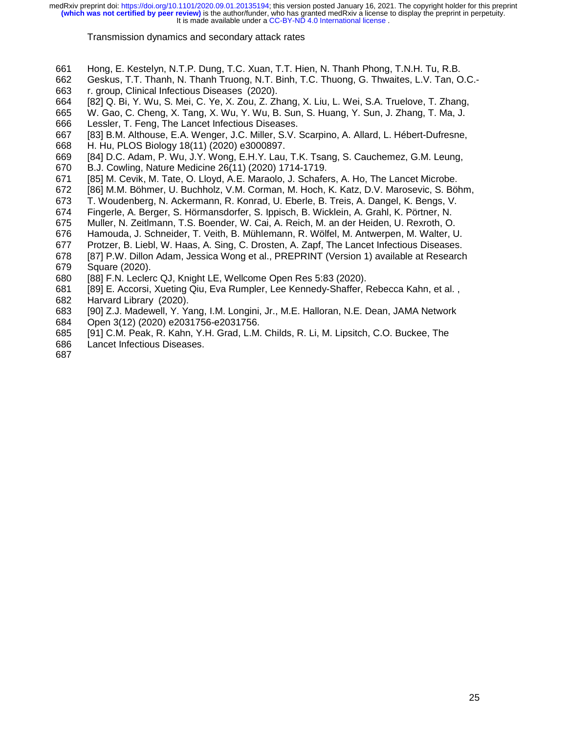Hong, E. Kestelyn, N.T.P. Dung, T.C. Xuan, T.T. Hien, N. Thanh Phong, T.N.H. Tu, R.B. Geskus, T.T. Thanh, N. Thanh Truong, N.T. Binh, T.C. Thuong, G. Thwaites, L.V. Tan, O.C.-r. group, Clinical Infectious Diseases (2020).

[82] Q. Bi, Y. Wu, S. Mei, C. Ye, X. Zou, Z. Zhang, X. Liu, L. Wei, S.A. Truelove, T. Zhang, W. Gao, C. Cheng, X. Tang, X. Wu, Y. Wu, B. Sun, S. Huang, Y. Sun, J. Zhang, T. Ma, J. Lessler, T. Feng, The Lancet Infectious Diseases.

[83] B.M. Althouse, E.A. Wenger, J.C. Miller, S.V. Scarpino, A. Allard, L. Hébert-Dufresne, H. Hu, PLOS Biology 18(11) (2020) e3000897.

[84] D.C. Adam, P. Wu, J.Y. Wong, E.H.Y. Lau, T.K. Tsang, S. Cauchemez, G.M. Leung, B.J. Cowling, Nature Medicine 26(11) (2020) 1714-1719.

[85] M. Cevik, M. Tate, O. Lloyd, A.E. Maraolo, J. Schafers, A. Ho, The Lancet Microbe.

[86] M.M. Böhmer, U. Buchholz, V.M. Corman, M. Hoch, K. Katz, D.V. Marosevic, S. Böhm, T. Woudenberg, N. Ackermann, R. Konrad, U. Eberle, B. Treis, A. Dangel, K. Bengs, V. Fingerle, A. Berger, S. Hörmansdorfer, S. Ippisch, B. Wicklein, A. Grahl, K. Pörtner, N. Muller, N. Zeitlmann, T.S. Boender, W. Cai, A. Reich, M. an der Heiden, U. Rexroth, O. Hamouda, J. Schneider, T. Veith, B. Mühlemann, R. Wölfel, M. Antwerpen, M. Walter, U. Protzer, B. Liebl, W. Haas, A. Sing, C. Drosten, A. Zapf, The Lancet Infectious Diseases.

[87] P.W. Dillon Adam, Jessica Wong et al., PREPRINT (Version 1) available at Research Square (2020).

[88] F.N. Leclerc QJ, Knight LE, Wellcome Open Res 5:83 (2020).

[89] E. Accorsi, Xueting Qiu, Eva Rumpler, Lee Kennedy-Shaffer, Rebecca Kahn, et al. , Harvard Library (2020).

[90] Z.J. Madewell, Y. Yang, I.M. Longini, Jr., M.E. Halloran, N.E. Dean, JAMA Network Open 3(12) (2020) e2031756-e2031756.

[91] C.M. Peak, R. Kahn, Y.H. Grad, L.M. Childs, R. Li, M. Lipsitch, C.O. Buckee, The Lancet Infectious Diseases.